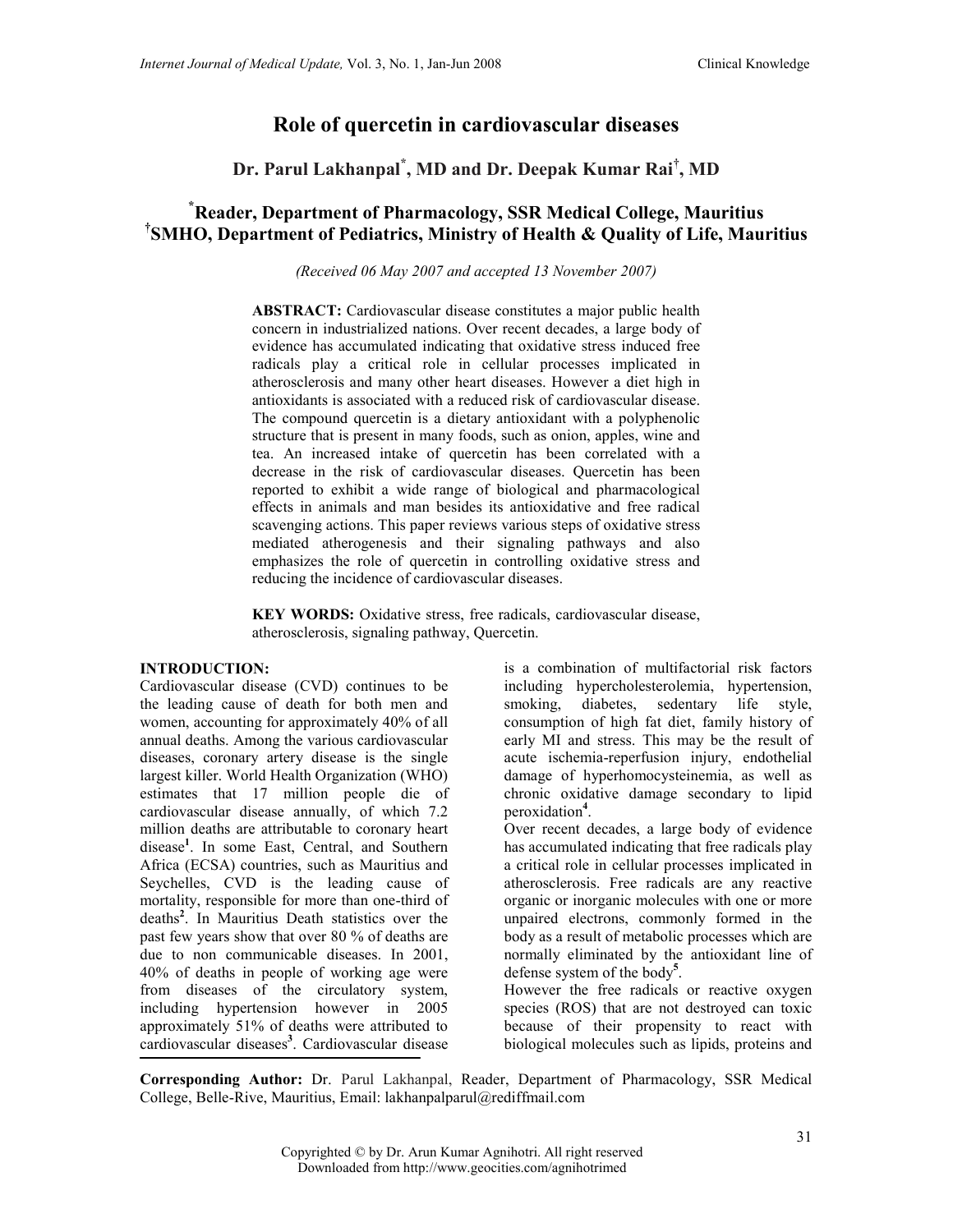# Role of quercetin in cardiovascular diseases

## Dr. Parul Lakhanpal[*], MD and Dr. Deepak Kumar Rai[†], MD

### [*]Reader, Department of Pharmacology, SSR Medical College, Mauritius
### [†]SMHO, Department of Pediatrics, Ministry of Health & Quality of Life, Mauritius

*(Received 06 May 2007 and accepted 13 November 2007)*

**ABSTRACT:** Cardiovascular disease constitutes a major public health concern in industrialized nations. Over recent decades, a large body of evidence has accumulated indicating that oxidative stress induced free radicals play a critical role in cellular processes implicated in atherosclerosis and many other heart diseases. However a diet high in antioxidants is associated with a reduced risk of cardiovascular disease. The compound quercetin is a dietary antioxidant with a polyphenolic structure that is present in many foods, such as onion, apples, wine and tea. An increased intake of quercetin has been correlated with a decrease in the risk of cardiovascular diseases. Quercetin has been reported to exhibit a wide range of biological and pharmacological effects in animals and man besides its antioxidative and free radical scavenging actions. This paper reviews various steps of oxidative stress mediated atherogenesis and their signaling pathways and also emphasizes the role of quercetin in controlling oxidative stress and reducing the incidence of cardiovascular diseases.

**KEY WORDS:** Oxidative stress, free radicals, cardiovascular disease, atherosclerosis, signaling pathway, Quercetin.

**INTRODUCTION:**

Cardiovascular disease (CVD) continues to be the leading cause of death for both men and women, accounting for approximately 40% of all annual deaths. Among the various cardiovascular diseases, coronary artery disease is the single largest killer. World Health Organization (WHO) estimates that 17 million people die of cardiovascular disease annually, of which 7.2 million deaths are attributable to coronary heart disease[1]. In some East, Central, and Southern Africa (ECSA) countries, such as Mauritius and Seychelles, CVD is the leading cause of mortality, responsible for more than one-third of deaths[2]. In Mauritius Death statistics over the past few years show that over 80 % of deaths are due to non communicable diseases. In 2001, 40% of deaths in people of working age were from diseases of the circulatory system, including hypertension however in 2005 approximately 51% of deaths were attributed to cardiovascular diseases[3]. Cardiovascular disease is a combination of multifactorial risk factors including hypercholesterolemia, hypertension, smoking, diabetes, sedentary life style, consumption of high fat diet, family history of early MI and stress. This may be the result of acute ischemia-reperfusion injury, endothelial damage of hyperhomocysteinemia, as well as chronic oxidative damage secondary to lipid peroxidation[4].

Over recent decades, a large body of evidence has accumulated indicating that free radicals play a critical role in cellular processes implicated in atherosclerosis. Free radicals are any reactive organic or inorganic molecules with one or more unpaired electrons, commonly formed in the body as a result of metabolic processes which are normally eliminated by the antioxidant line of defense system of the body[5].

However the free radicals or reactive oxygen species (ROS) that are not destroyed can toxic because of their propensity to react with biological molecules such as lipids, proteins and

**Corresponding Author:** Dr. Parul Lakhanpal, Reader, Department of Pharmacology, SSR Medical College, Belle-Rive, Mauritius, Email: lakhanpalparul@rediffmail.com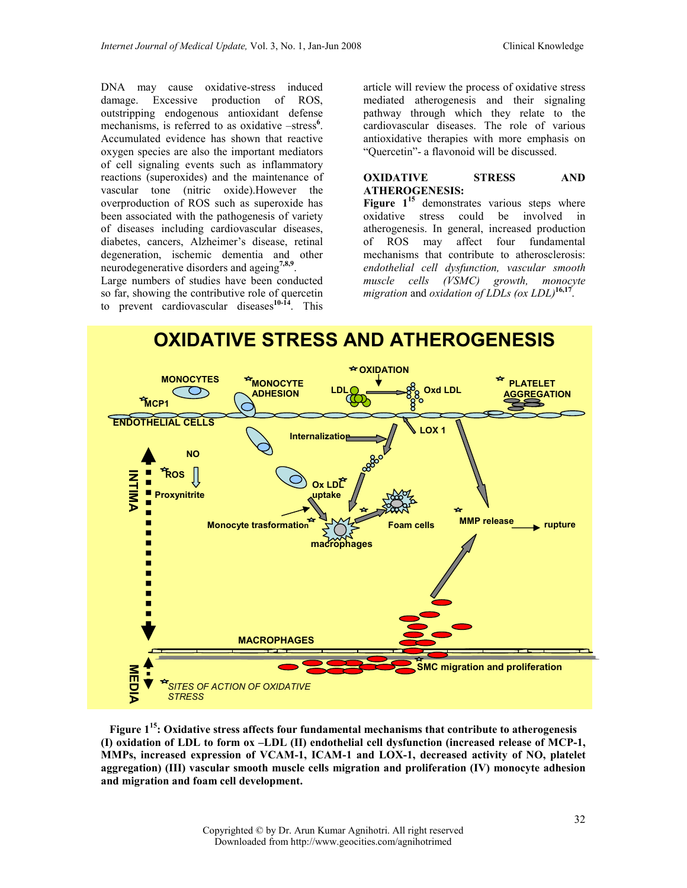DNA may cause oxidative-stress induced damage. Excessive production of ROS, outstripping endogenous antioxidant defense mechanisms, is referred to as oxidative –stress[6]. Accumulated evidence has shown that reactive oxygen species are also the important mediators of cell signaling events such as inflammatory reactions (superoxides) and the maintenance of vascular tone (nitric oxide).However the overproduction of ROS such as superoxide has been associated with the pathogenesis of variety of diseases including cardiovascular diseases, diabetes, cancers, Alzheimer's disease, retinal degeneration, ischemic dementia and other neurodegenerative disorders and ageing[7,8,9].

Large numbers of studies have been conducted so far, showing the contributive role of quercetin to prevent cardiovascular diseases[10-14]. This article will review the process of oxidative stress mediated atherogenesis and their signaling pathway through which they relate to the cardiovascular diseases. The role of various antioxidative therapies with more emphasis on "Quercetin"- a flavonoid will be discussed.

## OXIDATIVE STRESS AND ATHEROGENESIS:

**Figure 1**[15] demonstrates various steps where oxidative stress could be involved in atherogenesis. In general, increased production of ROS may affect four fundamental mechanisms that contribute to atherosclerosis: *endothelial cell dysfunction, vascular smooth muscle cells (VSMC) growth, monocyte migration* and *oxidation of LDLs (ox LDL)*[16,17].

**Figure 1**[15]**: Oxidative stress affects four fundamental mechanisms that contribute to atherogenesis (I) oxidation of LDL to form ox –LDL (II) endothelial cell dysfunction (increased release of MCP-1, MMPs, increased expression of VCAM-1, ICAM-1 and LOX-1, decreased activity of NO, platelet aggregation) (III) vascular smooth muscle cells migration and proliferation (IV) monocyte adhesion and migration and foam cell development.**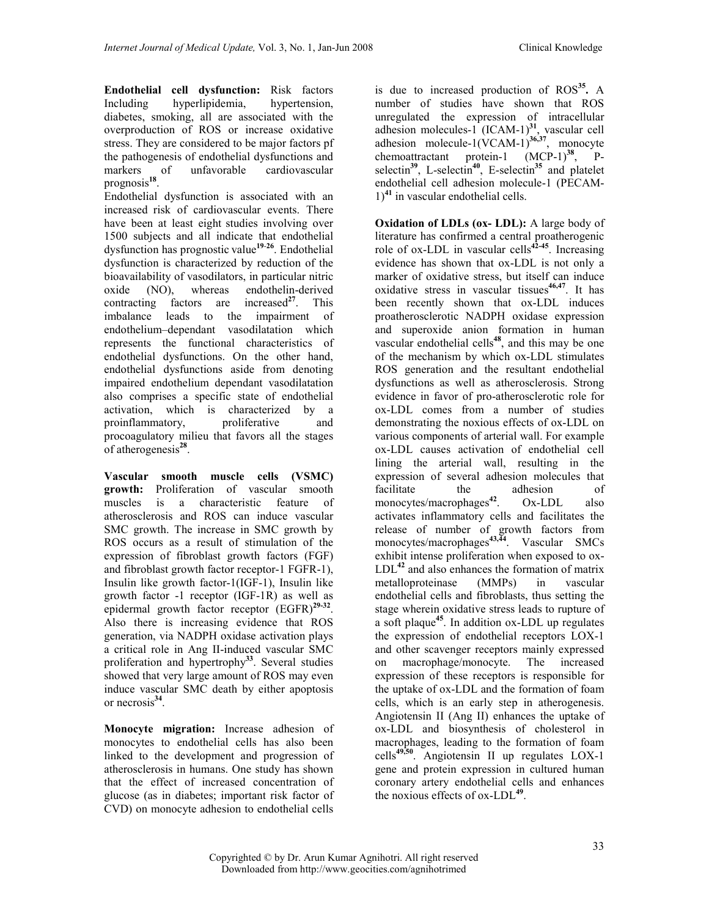**Endothelial cell dysfunction:** Risk factors Including hyperlipidemia, hypertension, diabetes, smoking, all are associated with the overproduction of ROS or increase oxidative stress. They are considered to be major factors pf the pathogenesis of endothelial dysfunctions and markers of unfavorable cardiovascular prognosis[18].

Endothelial dysfunction is associated with an increased risk of cardiovascular events. There have been at least eight studies involving over 1500 subjects and all indicate that endothelial dysfunction has prognostic value[19-26]. Endothelial dysfunction is characterized by reduction of the bioavailability of vasodilators, in particular nitric oxide (NO), whereas endothelin-derived contracting factors are increased[27]. This imbalance leads to the impairment of endothelium–dependant vasodilatation which represents the functional characteristics of endothelial dysfunctions. On the other hand, endothelial dysfunctions aside from denoting impaired endothelium dependant vasodilatation also comprises a specific state of endothelial activation, which is characterized by a proinflammatory, proliferative and procoagulatory milieu that favors all the stages of atherogenesis[28].

**Vascular smooth muscle cells (VSMC) growth:** Proliferation of vascular smooth muscles is a characteristic feature of atherosclerosis and ROS can induce vascular SMC growth. The increase in SMC growth by ROS occurs as a result of stimulation of the expression of fibroblast growth factors (FGF) and fibroblast growth factor receptor-1 FGFR-1), Insulin like growth factor-1(IGF-1), Insulin like growth factor -1 receptor (IGF-1R) as well as epidermal growth factor receptor (EGFR)[29-32]. Also there is increasing evidence that ROS generation, via NADPH oxidase activation plays a critical role in Ang II-induced vascular SMC proliferation and hypertrophy[33]. Several studies showed that very large amount of ROS may even induce vascular SMC death by either apoptosis or necrosis[34].

**Monocyte migration:** Increase adhesion of monocytes to endothelial cells has also been linked to the development and progression of atherosclerosis in humans. One study has shown that the effect of increased concentration of glucose (as in diabetes; important risk factor of CVD) on monocyte adhesion to endothelial cells is due to increased production of ROS[35]. A number of studies have shown that ROS unregulated the expression of intracellular adhesion molecules-1 (ICAM-1)[31], vascular cell adhesion molecule-1(VCAM-1)[36,37], monocyte chemoattractant protein-1 (MCP-1)[38], P-selectin[39], L-selectin[40], E-selectin[35] and platelet endothelial cell adhesion molecule-1 (PECAM-1)[41] in vascular endothelial cells.

**Oxidation of LDLs (ox- LDL):** A large body of literature has confirmed a central proatherogenic role of ox-LDL in vascular cells[42-45]. Increasing evidence has shown that ox-LDL is not only a marker of oxidative stress, but itself can induce oxidative stress in vascular tissues[46,47]. It has been recently shown that ox-LDL induces proatherosclerotic NADPH oxidase expression and superoxide anion formation in human vascular endothelial cells[48], and this may be one of the mechanism by which ox-LDL stimulates ROS generation and the resultant endothelial dysfunctions as well as atherosclerosis. Strong evidence in favor of pro-atherosclerotic role for ox-LDL comes from a number of studies demonstrating the noxious effects of ox-LDL on various components of arterial wall. For example ox-LDL causes activation of endothelial cell lining the arterial wall, resulting in the expression of several adhesion molecules that facilitate the adhesion of monocytes/macrophages[42]. Ox-LDL also activates inflammatory cells and facilitates the release of number of growth factors from monocytes/macrophages[43,44]. Vascular SMCs exhibit intense proliferation when exposed to ox-LDL[42] and also enhances the formation of matrix metalloproteinase (MMPs) in vascular endothelial cells and fibroblasts, thus setting the stage wherein oxidative stress leads to rupture of a soft plaque[45]. In addition ox-LDL up regulates the expression of endothelial receptors LOX-1 and other scavenger receptors mainly expressed on macrophage/monocyte. The increased expression of these receptors is responsible for the uptake of ox-LDL and the formation of foam cells, which is an early step in atherogenesis. Angiotensin II (Ang II) enhances the uptake of ox-LDL and biosynthesis of cholesterol in macrophages, leading to the formation of foam cells[49,50]. Angiotensin II up regulates LOX-1 gene and protein expression in cultured human coronary artery endothelial cells and enhances the noxious effects of ox-LDL[49].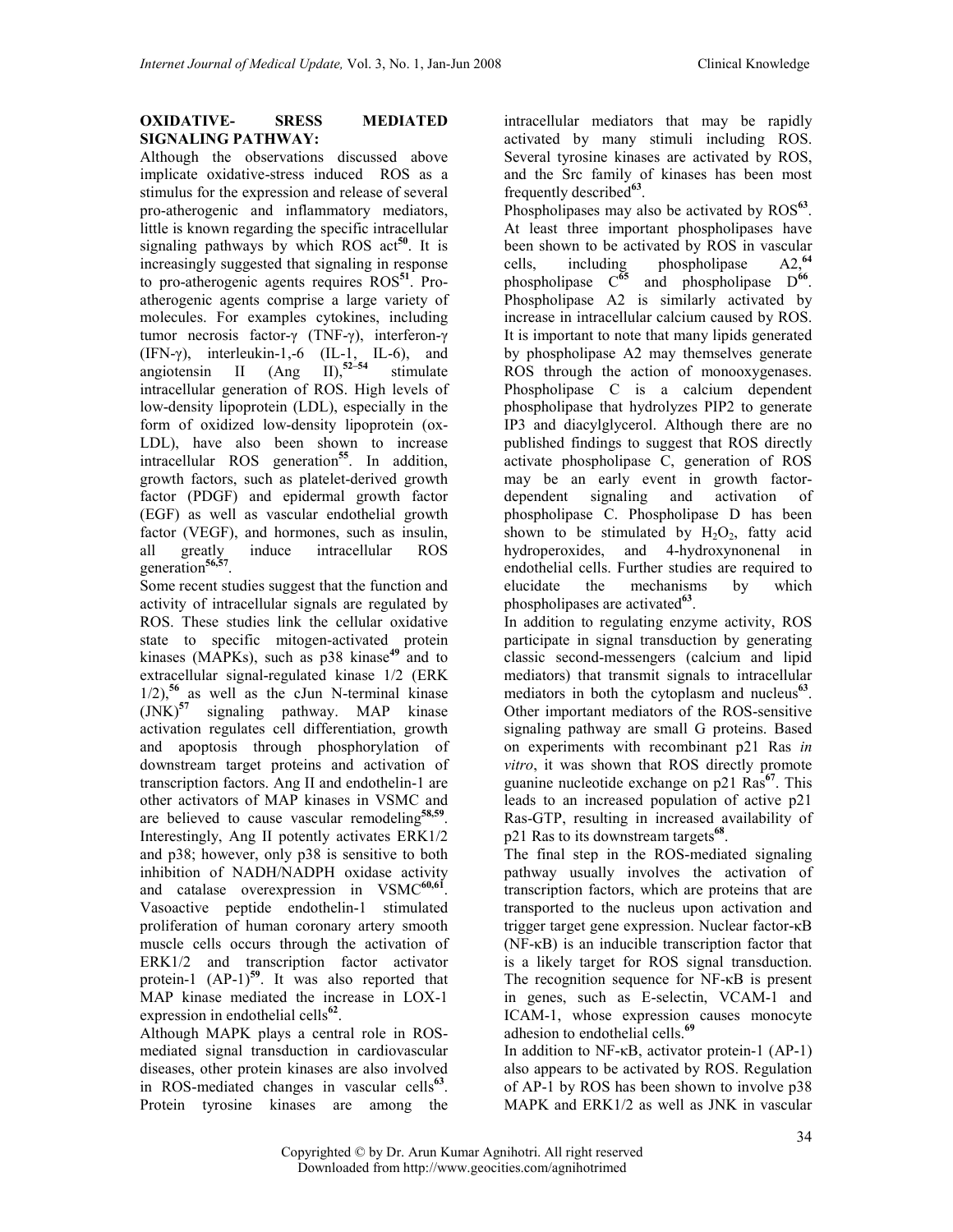**OXIDATIVE- SRESS MEDIATED SIGNALING PATHWAY:**

Although the observations discussed above implicate oxidative-stress induced ROS as a stimulus for the expression and release of several pro-atherogenic and inflammatory mediators, little is known regarding the specific intracellular signaling pathways by which ROS act[50]. It is increasingly suggested that signaling in response to pro-atherogenic agents requires ROS[51]. Pro-atherogenic agents comprise a large variety of molecules. For examples cytokines, including tumor necrosis factor-γ (TNF-γ), interferon-γ (IFN-γ), interleukin-1,-6 (IL-1, IL-6), and angiotensin II (Ang II),[52–54] stimulate intracellular generation of ROS. High levels of low-density lipoprotein (LDL), especially in the form of oxidized low-density lipoprotein (ox-LDL), have also been shown to increase intracellular ROS generation[55]. In addition, growth factors, such as platelet-derived growth factor (PDGF) and epidermal growth factor (EGF) as well as vascular endothelial growth factor (VEGF), and hormones, such as insulin, all greatly induce intracellular ROS generation[56,57].

Some recent studies suggest that the function and activity of intracellular signals are regulated by ROS. These studies link the cellular oxidative state to specific mitogen-activated protein kinases (MAPKs), such as p38 kinase[49] and to extracellular signal-regulated kinase 1/2 (ERK 1/2),[56] as well as the cJun N-terminal kinase (JNK)[57] signaling pathway. MAP kinase activation regulates cell differentiation, growth and apoptosis through phosphorylation of downstream target proteins and activation of transcription factors. Ang II and endothelin-1 are other activators of MAP kinases in VSMC and are believed to cause vascular remodeling[58,59]. Interestingly, Ang II potently activates ERK1/2 and p38; however, only p38 is sensitive to both inhibition of NADH/NADPH oxidase activity and catalase overexpression in VSMC[60,61]. Vasoactive peptide endothelin-1 stimulated proliferation of human coronary artery smooth muscle cells occurs through the activation of ERK1/2 and transcription factor activator protein-1 (AP-1)[59]. It was also reported that MAP kinase mediated the increase in LOX-1 expression in endothelial cells[62].

Although MAPK plays a central role in ROS-mediated signal transduction in cardiovascular diseases, other protein kinases are also involved in ROS-mediated changes in vascular cells[63]. Protein tyrosine kinases are among the intracellular mediators that may be rapidly activated by many stimuli including ROS. Several tyrosine kinases are activated by ROS, and the Src family of kinases has been most frequently described[63].

Phospholipases may also be activated by ROS[63]. At least three important phospholipases have been shown to be activated by ROS in vascular cells, including phospholipase A2,[64] phospholipase C[65] and phospholipase D[66]. Phospholipase A2 is similarly activated by increase in intracellular calcium caused by ROS. It is important to note that many lipids generated by phospholipase A2 may themselves generate ROS through the action of monooxygenases. Phospholipase C is a calcium dependent phospholipase that hydrolyzes PIP2 to generate IP3 and diacylglycerol. Although there are no published findings to suggest that ROS directly activate phospholipase C, generation of ROS may be an early event in growth factor-dependent signaling and activation of phospholipase C. Phospholipase D has been shown to be stimulated by $H_2O_2$, fatty acid hydroperoxides, and 4-hydroxynonenal in endothelial cells. Further studies are required to elucidate the mechanisms by which phospholipases are activated[63].

In addition to regulating enzyme activity, ROS participate in signal transduction by generating classic second-messengers (calcium and lipid mediators) that transmit signals to intracellular mediators in both the cytoplasm and nucleus[63]. Other important mediators of the ROS-sensitive signaling pathway are small G proteins. Based on experiments with recombinant p21 Ras *in vitro*, it was shown that ROS directly promote guanine nucleotide exchange on p21 Ras[67]. This leads to an increased population of active p21 Ras-GTP, resulting in increased availability of p21 Ras to its downstream targets[68].

The final step in the ROS-mediated signaling pathway usually involves the activation of transcription factors, which are proteins that are transported to the nucleus upon activation and trigger target gene expression. Nuclear factor-κB (NF-κB) is an inducible transcription factor that is a likely target for ROS signal transduction. The recognition sequence for NF-κB is present in genes, such as E-selectin, VCAM-1 and ICAM-1, whose expression causes monocyte adhesion to endothelial cells.[69]

In addition to NF-κB, activator protein-1 (AP-1) also appears to be activated by ROS. Regulation of AP-1 by ROS has been shown to involve p38 MAPK and ERK1/2 as well as JNK in vascular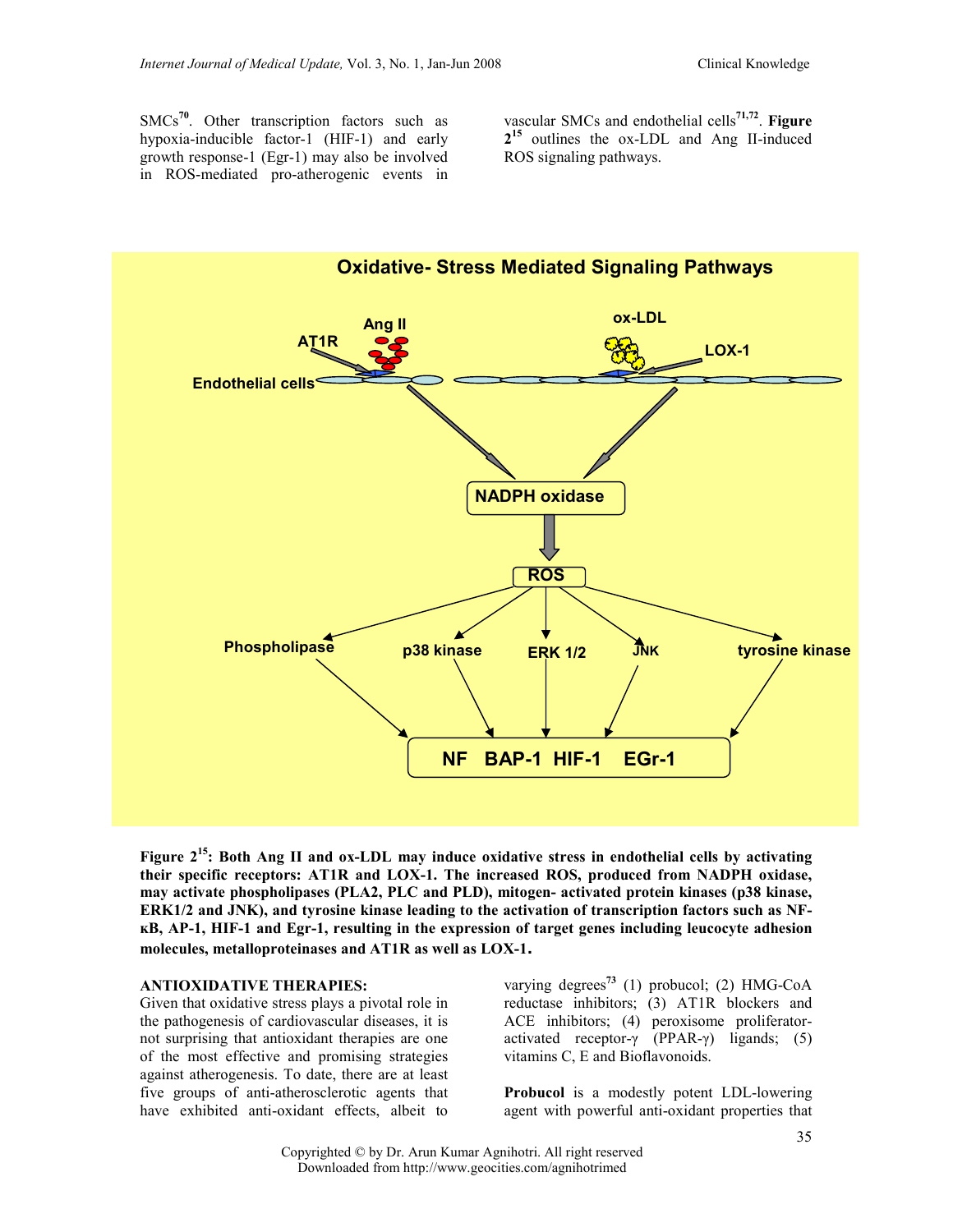SMCs[70]. Other transcription factors such as hypoxia-inducible factor-1 (HIF-1) and early growth response-1 (Egr-1) may also be involved in ROS-mediated pro-atherogenic events in vascular SMCs and endothelial cells[71,72]. **Figure 2**[15] outlines the ox-LDL and Ang II-induced ROS signaling pathways.

**Figure 2[15]: Both Ang II and ox-LDL may induce oxidative stress in endothelial cells by activating their specific receptors: AT1R and LOX-1. The increased ROS, produced from NADPH oxidase, may activate phospholipases (PLA2, PLC and PLD), mitogen- activated protein kinases (p38 kinase, ERK1/2 and JNK), and tyrosine kinase leading to the activation of transcription factors such as NF-κB, AP-1, HIF-1 and Egr-1, resulting in the expression of target genes including leucocyte adhesion molecules, metalloproteinases and AT1R as well as LOX-1.**

**ANTIOXIDATIVE THERAPIES:**

Given that oxidative stress plays a pivotal role in the pathogenesis of cardiovascular diseases, it is not surprising that antioxidant therapies are one of the most effective and promising strategies against atherogenesis. To date, there are at least five groups of anti-atherosclerotic agents that have exhibited anti-oxidant effects, albeit to varying degrees[73] (1) probucol; (2) HMG-CoA reductase inhibitors; (3) AT1R blockers and ACE inhibitors; (4) peroxisome proliferator-activated receptor-γ (PPAR-γ) ligands; (5) vitamins C, E and Bioflavonoids.

**Probucol** is a modestly potent LDL-lowering agent with powerful anti-oxidant properties that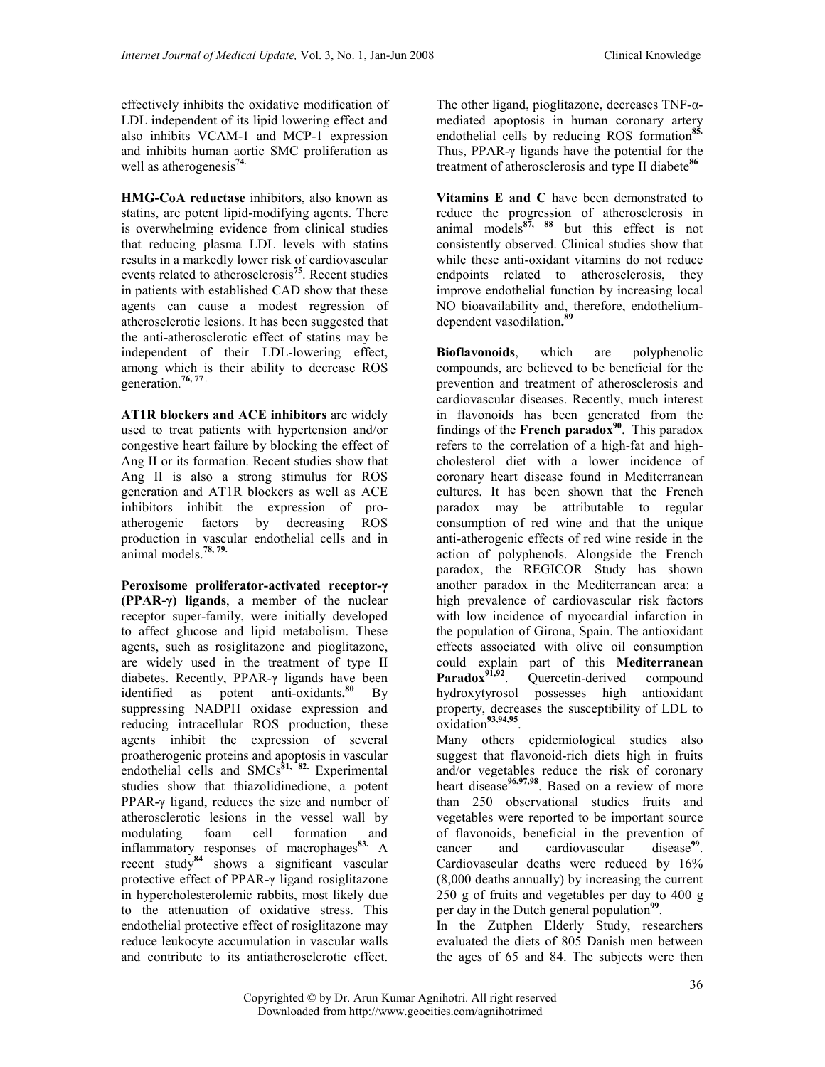effectively inhibits the oxidative modification of LDL independent of its lipid lowering effect and also inhibits VCAM-1 and MCP-1 expression and inhibits human aortic SMC proliferation as well as atherogenesis[74].

**HMG-CoA reductase** inhibitors, also known as statins, are potent lipid-modifying agents. There is overwhelming evidence from clinical studies that reducing plasma LDL levels with statins results in a markedly lower risk of cardiovascular events related to atherosclerosis[75]. Recent studies in patients with established CAD show that these agents can cause a modest regression of atherosclerotic lesions. It has been suggested that the anti-atherosclerotic effect of statins may be independent of their LDL-lowering effect, among which is their ability to decrease ROS generation.[76, 77]

**AT1R blockers and ACE inhibitors** are widely used to treat patients with hypertension and/or congestive heart failure by blocking the effect of Ang II or its formation. Recent studies show that Ang II is also a strong stimulus for ROS generation and AT1R blockers as well as ACE inhibitors inhibit the expression of pro-atherogenic factors by decreasing ROS production in vascular endothelial cells and in animal models.[78, 79]

**Peroxisome proliferator-activated receptor-γ (PPAR-γ) ligands**, a member of the nuclear receptor super-family, were initially developed to affect glucose and lipid metabolism. These agents, such as rosiglitazone and pioglitazone, are widely used in the treatment of type II diabetes. Recently, PPAR-γ ligands have been identified as potent anti-oxidants.[80] By suppressing NADPH oxidase expression and reducing intracellular ROS production, these agents inhibit the expression of several proatherogenic proteins and apoptosis in vascular endothelial cells and SMCs[81, 82]. Experimental studies show that thiazolidinedione, a potent PPAR-γ ligand, reduces the size and number of atherosclerotic lesions in the vessel wall by modulating foam cell formation and inflammatory responses of macrophages[83]. A recent study[84] shows a significant vascular protective effect of PPAR-γ ligand rosiglitazone in hypercholesterolemic rabbits, most likely due to the attenuation of oxidative stress. This endothelial protective effect of rosiglitazone may reduce leukocyte accumulation in vascular walls and contribute to its antiatherosclerotic effect. The other ligand, pioglitazone, decreases TNF-α-mediated apoptosis in human coronary artery endothelial cells by reducing ROS formation[85]. Thus, PPAR-γ ligands have the potential for the treatment of atherosclerosis and type II diabete[86]

**Vitamins E and C** have been demonstrated to reduce the progression of atherosclerosis in animal models[87, 88] but this effect is not consistently observed. Clinical studies show that while these anti-oxidant vitamins do not reduce endpoints related to atherosclerosis, they improve endothelial function by increasing local NO bioavailability and, therefore, endothelium-dependent vasodilation.[89]

**Bioflavonoids**, which are polyphenolic compounds, are believed to be beneficial for the prevention and treatment of atherosclerosis and cardiovascular diseases. Recently, much interest in flavonoids has been generated from the findings of the **French paradox**[90]. This paradox refers to the correlation of a high-fat and high-cholesterol diet with a lower incidence of coronary heart disease found in Mediterranean cultures. It has been shown that the French paradox may be attributable to regular consumption of red wine and that the unique anti-atherogenic effects of red wine reside in the action of polyphenols. Alongside the French paradox, the REGICOR Study has shown another paradox in the Mediterranean area: a high prevalence of cardiovascular risk factors with low incidence of myocardial infarction in the population of Girona, Spain. The antioxidant effects associated with olive oil consumption could explain part of this **Mediterranean Paradox**[91,92]. Quercetin-derived compound hydroxytyrosol possesses high antioxidant property, decreases the susceptibility of LDL to oxidation[93,94,95].

Many others epidemiological studies also suggest that flavonoid-rich diets high in fruits and/or vegetables reduce the risk of coronary heart disease[96,97,98]. Based on a review of more than 250 observational studies fruits and vegetables were reported to be important source of flavonoids, beneficial in the prevention of cancer and cardiovascular disease[99]. Cardiovascular deaths were reduced by 16% (8,000 deaths annually) by increasing the current 250 g of fruits and vegetables per day to 400 g per day in the Dutch general population[99].

In the Zutphen Elderly Study, researchers evaluated the diets of 805 Danish men between the ages of 65 and 84. The subjects were then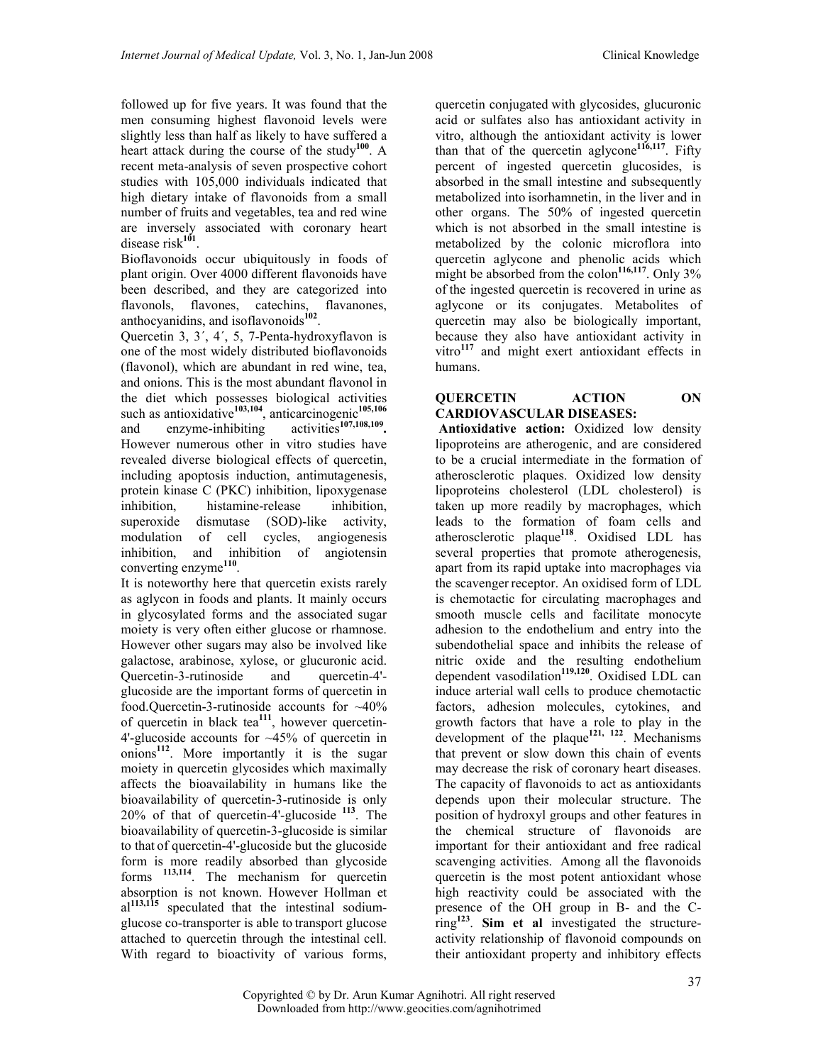followed up for five years. It was found that the men consuming highest flavonoid levels were slightly less than half as likely to have suffered a heart attack during the course of the study[100]. A recent meta-analysis of seven prospective cohort studies with 105,000 individuals indicated that high dietary intake of flavonoids from a small number of fruits and vegetables, tea and red wine are inversely associated with coronary heart disease risk[101].

Bioflavonoids occur ubiquitously in foods of plant origin. Over 4000 different flavonoids have been described, and they are categorized into flavonols, flavones, catechins, flavanones, anthocyanidins, and isoflavonoids[102].

Quercetin 3, 3´, 4´, 5, 7-Penta-hydroxyflavon is one of the most widely distributed bioflavonoids (flavonol), which are abundant in red wine, tea, and onions. This is the most abundant flavonol in the diet which possesses biological activities such as antioxidative[103,104], anticarcinogenic[105,106] and enzyme-inhibiting activities[107,108,109]. However numerous other in vitro studies have revealed diverse biological effects of quercetin, including apoptosis induction, antimutagenesis, protein kinase C (PKC) inhibition, lipoxygenase inhibition, histamine-release inhibition, superoxide dismutase (SOD)-like activity, modulation of cell cycles, angiogenesis inhibition, and inhibition of angiotensin converting enzyme[110].

It is noteworthy here that quercetin exists rarely as aglycon in foods and plants. It mainly occurs in glycosylated forms and the associated sugar moiety is very often either glucose or rhamnose. However other sugars may also be involved like galactose, arabinose, xylose, or glucuronic acid. Quercetin-3-rutinoside and quercetin-4'-glucoside are the important forms of quercetin in food.Quercetin-3-rutinoside accounts for ~40% of quercetin in black tea[111], however quercetin-4'-glucoside accounts for ~45% of quercetin in onions[112]. More importantly it is the sugar moiety in quercetin glycosides which maximally affects the bioavailability in humans like the bioavailability of quercetin-3-rutinoside is only 20% of that of quercetin-4'-glucoside [113]. The bioavailability of quercetin-3-glucoside is similar to that of quercetin-4'-glucoside but the glucoside form is more readily absorbed than glycoside forms [113,114]. The mechanism for quercetin absorption is not known. However Hollman et al[113,115] speculated that the intestinal sodium-glucose co-transporter is able to transport glucose attached to quercetin through the intestinal cell. With regard to bioactivity of various forms, quercetin conjugated with glycosides, glucuronic acid or sulfates also has antioxidant activity in vitro, although the antioxidant activity is lower than that of the quercetin aglycone[116,117]. Fifty percent of ingested quercetin glucosides, is absorbed in the small intestine and subsequently metabolized into isorhamnetin, in the liver and in other organs. The 50% of ingested quercetin which is not absorbed in the small intestine is metabolized by the colonic microflora into quercetin aglycone and phenolic acids which might be absorbed from the colon[116,117]. Only 3% of the ingested quercetin is recovered in urine as aglycone or its conjugates. Metabolites of quercetin may also be biologically important, because they also have antioxidant activity in vitro[117] and might exert antioxidant effects in humans.

## QUERCETIN ACTION ON CARDIOVASCULAR DISEASES:

**Antioxidative action:** Oxidized low density lipoproteins are atherogenic, and are considered to be a crucial intermediate in the formation of atherosclerotic plaques. Oxidized low density lipoproteins cholesterol (LDL cholesterol) is taken up more readily by macrophages, which leads to the formation of foam cells and atherosclerotic plaque[118]. Oxidised LDL has several properties that promote atherogenesis, apart from its rapid uptake into macrophages via the scavenger receptor. An oxidised form of LDL is chemotactic for circulating macrophages and smooth muscle cells and facilitate monocyte adhesion to the endothelium and entry into the subendothelial space and inhibits the release of nitric oxide and the resulting endothelium dependent vasodilation[119,120]. Oxidised LDL can induce arterial wall cells to produce chemotactic factors, adhesion molecules, cytokines, and growth factors that have a role to play in the development of the plaque[121, 122]. Mechanisms that prevent or slow down this chain of events may decrease the risk of coronary heart diseases. The capacity of flavonoids to act as antioxidants depends upon their molecular structure. The position of hydroxyl groups and other features in the chemical structure of flavonoids are important for their antioxidant and free radical scavenging activities. Among all the flavonoids quercetin is the most potent antioxidant whose high reactivity could be associated with the presence of the OH group in B- and the C-ring[123]. **Sim et al** investigated the structure-activity relationship of flavonoid compounds on their antioxidant property and inhibitory effects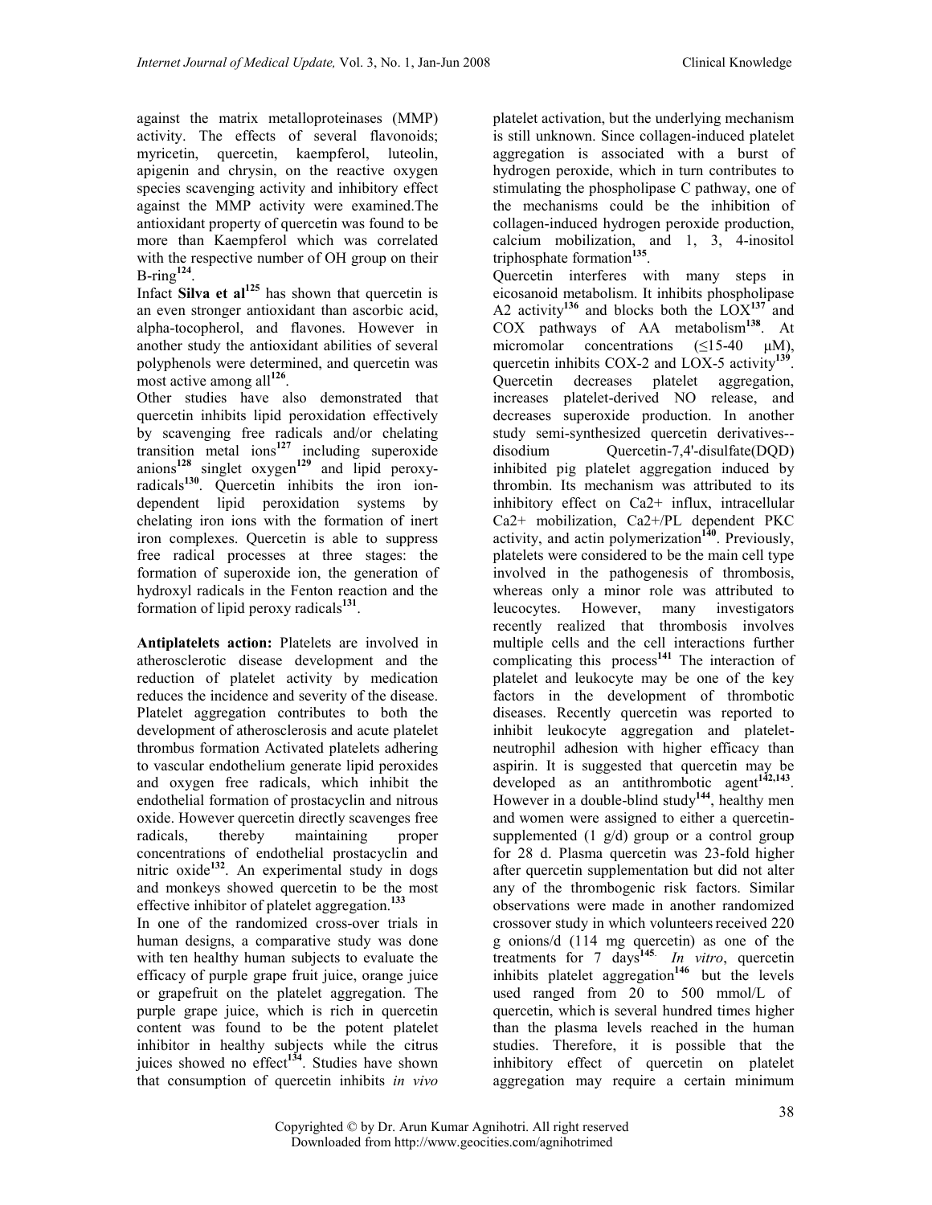against the matrix metalloproteinases (MMP) activity. The effects of several flavonoids; myricetin, quercetin, kaempferol, luteolin, apigenin and chrysin, on the reactive oxygen species scavenging activity and inhibitory effect against the MMP activity were examined.The antioxidant property of quercetin was found to be more than Kaempferol which was correlated with the respective number of OH group on their B-ring[124].

Infact **Silva et al**[125] has shown that quercetin is an even stronger antioxidant than ascorbic acid, alpha-tocopherol, and flavones. However in another study the antioxidant abilities of several polyphenols were determined, and quercetin was most active among all[126].

Other studies have also demonstrated that quercetin inhibits lipid peroxidation effectively by scavenging free radicals and/or chelating transition metal ions[127] including superoxide anions[128] singlet oxygen[129] and lipid peroxy-radicals[130]. Quercetin inhibits the iron ion-dependent lipid peroxidation systems by chelating iron ions with the formation of inert iron complexes. Quercetin is able to suppress free radical processes at three stages: the formation of superoxide ion, the generation of hydroxyl radicals in the Fenton reaction and the formation of lipid peroxy radicals[131].

**Antiplatelets action:** Platelets are involved in atherosclerotic disease development and the reduction of platelet activity by medication reduces the incidence and severity of the disease. Platelet aggregation contributes to both the development of atherosclerosis and acute platelet thrombus formation Activated platelets adhering to vascular endothelium generate lipid peroxides and oxygen free radicals, which inhibit the endothelial formation of prostacyclin and nitrous oxide. However quercetin directly scavenges free radicals, thereby maintaining proper concentrations of endothelial prostacyclin and nitric oxide[132]. An experimental study in dogs and monkeys showed quercetin to be the most effective inhibitor of platelet aggregation.[133]

In one of the randomized cross-over trials in human designs, a comparative study was done with ten healthy human subjects to evaluate the efficacy of purple grape fruit juice, orange juice or grapefruit on the platelet aggregation. The purple grape juice, which is rich in quercetin content was found to be the potent platelet inhibitor in healthy subjects while the citrus juices showed no effect[134]. Studies have shown that consumption of quercetin inhibits *in vivo* platelet activation, but the underlying mechanism is still unknown. Since collagen-induced platelet aggregation is associated with a burst of hydrogen peroxide, which in turn contributes to stimulating the phospholipase C pathway, one of the mechanisms could be the inhibition of collagen-induced hydrogen peroxide production, calcium mobilization, and 1, 3, 4-inositol triphosphate formation[135].

Quercetin interferes with many steps in eicosanoid metabolism. It inhibits phospholipase A2 activity[136] and blocks both the LOX[137] and COX pathways of AA metabolism[138]. At micromolar concentrations ($\leq$15-40 μM), quercetin inhibits COX-2 and LOX-5 activity[139]. Quercetin decreases platelet aggregation, increases platelet-derived NO release, and decreases superoxide production. In another study semi-synthesized quercetin derivatives--disodium Quercetin-7,4'-disulfate(DQD) inhibited pig platelet aggregation induced by thrombin. Its mechanism was attributed to its inhibitory effect on $Ca^{2+}$ influx, intracellular $Ca^{2+}$ mobilization, $Ca^{2+}$/PL dependent PKC activity, and actin polymerization[140]. Previously, platelets were considered to be the main cell type involved in the pathogenesis of thrombosis, whereas only a minor role was attributed to leucocytes. However, many investigators recently realized that thrombosis involves multiple cells and the cell interactions further complicating this process[141] The interaction of platelet and leukocyte may be one of the key factors in the development of thrombotic diseases. Recently quercetin was reported to inhibit leukocyte aggregation and platelet-neutrophil adhesion with higher efficacy than aspirin. It is suggested that quercetin may be developed as an antithrombotic agent[142,143]. However in a double-blind study[144], healthy men and women were assigned to either a quercetin-supplemented (1 g/d) group or a control group for 28 d. Plasma quercetin was 23-fold higher after quercetin supplementation but did not alter any of the thrombogenic risk factors. Similar observations were made in another randomized crossover study in which volunteers received 220 g onions/d (114 mg quercetin) as one of the treatments for 7 days[145]. *In vitro*, quercetin inhibits platelet aggregation[146] but the levels used ranged from 20 to 500 mmol/L of quercetin, which is several hundred times higher than the plasma levels reached in the human studies. Therefore, it is possible that the inhibitory effect of quercetin on platelet aggregation may require a certain minimum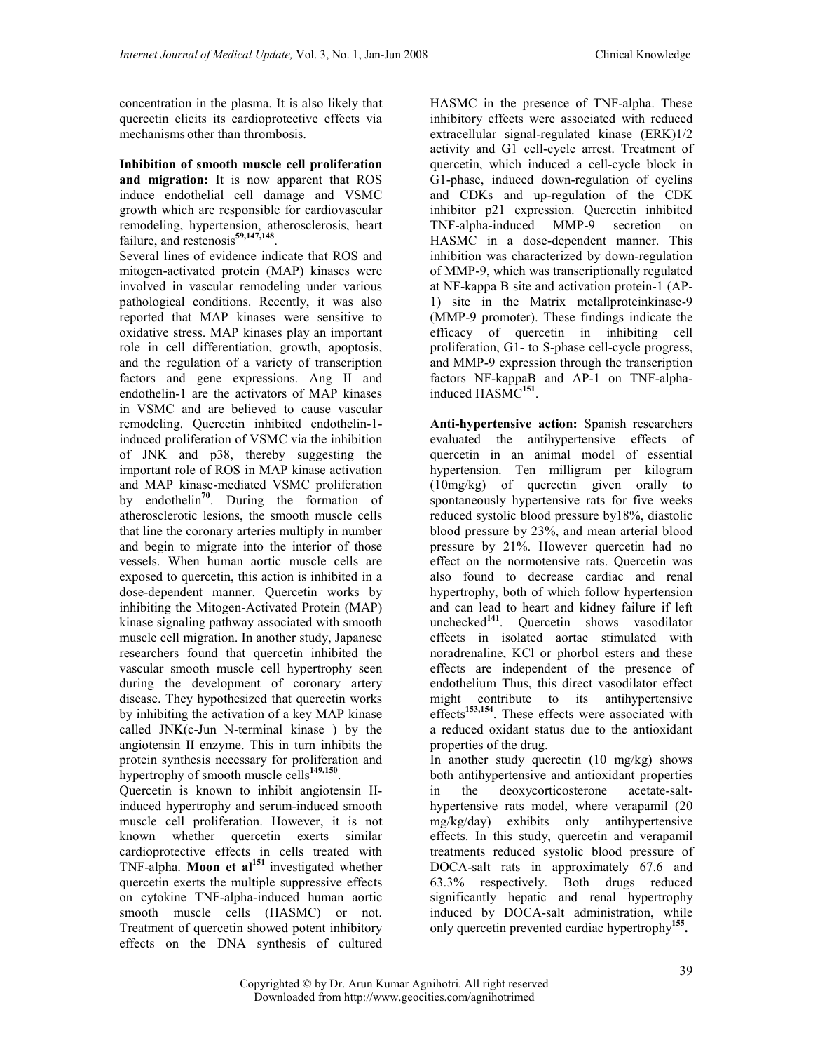concentration in the plasma. It is also likely that quercetin elicits its cardioprotective effects via mechanisms other than thrombosis.

**Inhibition of smooth muscle cell proliferation and migration:** It is now apparent that ROS induce endothelial cell damage and VSMC growth which are responsible for cardiovascular remodeling, hypertension, atherosclerosis, heart failure, and restenosis[59,147,148].

Several lines of evidence indicate that ROS and mitogen-activated protein (MAP) kinases were involved in vascular remodeling under various pathological conditions. Recently, it was also reported that MAP kinases were sensitive to oxidative stress. MAP kinases play an important role in cell differentiation, growth, apoptosis, and the regulation of a variety of transcription factors and gene expressions. Ang II and endothelin-1 are the activators of MAP kinases in VSMC and are believed to cause vascular remodeling. Quercetin inhibited endothelin-1-induced proliferation of VSMC via the inhibition of JNK and p38, thereby suggesting the important role of ROS in MAP kinase activation and MAP kinase-mediated VSMC proliferation by endothelin[70]. During the formation of atherosclerotic lesions, the smooth muscle cells that line the coronary arteries multiply in number and begin to migrate into the interior of those vessels. When human aortic muscle cells are exposed to quercetin, this action is inhibited in a dose-dependent manner. Quercetin works by inhibiting the Mitogen-Activated Protein (MAP) kinase signaling pathway associated with smooth muscle cell migration. In another study, Japanese researchers found that quercetin inhibited the vascular smooth muscle cell hypertrophy seen during the development of coronary artery disease. They hypothesized that quercetin works by inhibiting the activation of a key MAP kinase called JNK(c-Jun N-terminal kinase ) by the angiotensin II enzyme. This in turn inhibits the protein synthesis necessary for proliferation and hypertrophy of smooth muscle cells[149,150].

Quercetin is known to inhibit angiotensin II-induced hypertrophy and serum-induced smooth muscle cell proliferation. However, it is not known whether quercetin exerts similar cardioprotective effects in cells treated with TNF-alpha. **Moon et al**[151] investigated whether quercetin exerts the multiple suppressive effects on cytokine TNF-alpha-induced human aortic smooth muscle cells (HASMC) or not. Treatment of quercetin showed potent inhibitory effects on the DNA synthesis of cultured HASMC in the presence of TNF-alpha. These inhibitory effects were associated with reduced extracellular signal-regulated kinase (ERK)1/2 activity and G1 cell-cycle arrest. Treatment of quercetin, which induced a cell-cycle block in G1-phase, induced down-regulation of cyclins and CDKs and up-regulation of the CDK inhibitor p21 expression. Quercetin inhibited TNF-alpha-induced MMP-9 secretion on HASMC in a dose-dependent manner. This inhibition was characterized by down-regulation of MMP-9, which was transcriptionally regulated at NF-kappa B site and activation protein-1 (AP-1) site in the Matrix metallproteinkinase-9 (MMP-9 promoter). These findings indicate the efficacy of quercetin in inhibiting cell proliferation, G1- to S-phase cell-cycle progress, and MMP-9 expression through the transcription factors NF-kappaB and AP-1 on TNF-alpha-induced HASMC[151].

**Anti-hypertensive action:** Spanish researchers evaluated the antihypertensive effects of quercetin in an animal model of essential hypertension. Ten milligram per kilogram (10mg/kg) of quercetin given orally to spontaneously hypertensive rats for five weeks reduced systolic blood pressure by18%, diastolic blood pressure by 23%, and mean arterial blood pressure by 21%. However quercetin had no effect on the normotensive rats. Quercetin was also found to decrease cardiac and renal hypertrophy, both of which follow hypertension and can lead to heart and kidney failure if left unchecked[141]. Quercetin shows vasodilator effects in isolated aortae stimulated with noradrenaline, KCl or phorbol esters and these effects are independent of the presence of endothelium Thus, this direct vasodilator effect might contribute to its antihypertensive effects[153,154]. These effects were associated with a reduced oxidant status due to the antioxidant properties of the drug.

In another study quercetin (10 mg/kg) shows both antihypertensive and antioxidant properties in the deoxycorticosterone acetate-salt-hypertensive rats model, where verapamil (20 mg/kg/day) exhibits only antihypertensive effects. In this study, quercetin and verapamil treatments reduced systolic blood pressure of DOCA-salt rats in approximately 67.6 and 63.3% respectively. Both drugs reduced significantly hepatic and renal hypertrophy induced by DOCA-salt administration, while only quercetin prevented cardiac hypertrophy[155].

Copyrighted © by Dr. Arun Kumar Agnihotri. All right reserved
Downloaded from http://www.geocities.com/agnihotrimed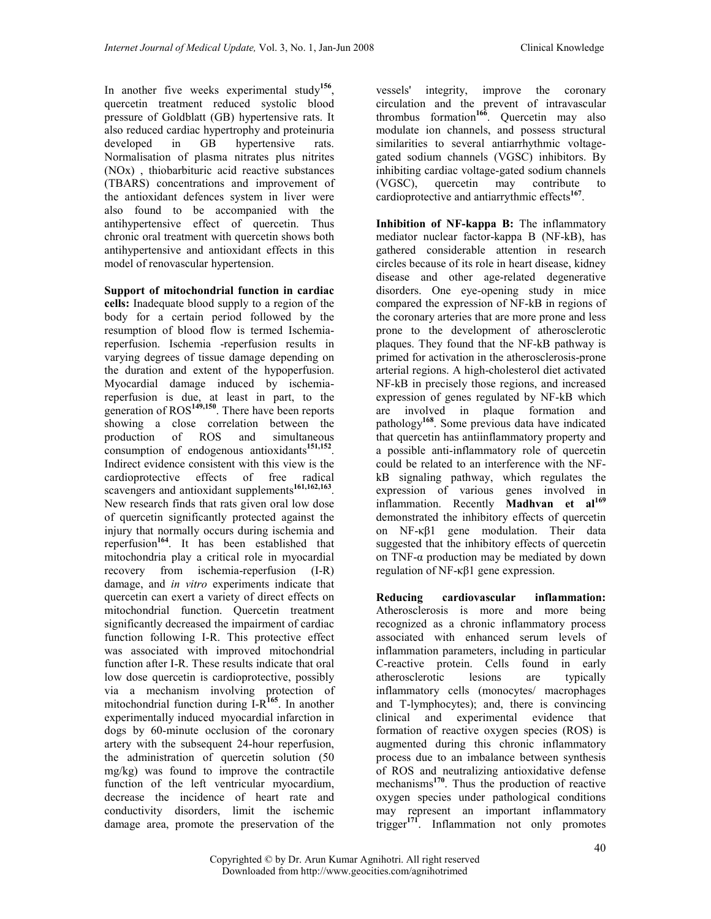In another five weeks experimental study[156], quercetin treatment reduced systolic blood pressure of Goldblatt (GB) hypertensive rats. It also reduced cardiac hypertrophy and proteinuria developed in GB hypertensive rats. Normalisation of plasma nitrates plus nitrites (NOx) , thiobarbituric acid reactive substances (TBARS) concentrations and improvement of the antioxidant defences system in liver were also found to be accompanied with the antihypertensive effect of quercetin. Thus chronic oral treatment with quercetin shows both antihypertensive and antioxidant effects in this model of renovascular hypertension.

**Support of mitochondrial function in cardiac cells:** Inadequate blood supply to a region of the body for a certain period followed by the resumption of blood flow is termed Ischemia-reperfusion. Ischemia -reperfusion results in varying degrees of tissue damage depending on the duration and extent of the hypoperfusion. Myocardial damage induced by ischemia-reperfusion is due, at least in part, to the generation of ROS[149,150]. There have been reports showing a close correlation between the production of ROS and simultaneous consumption of endogenous antioxidants[151,152]. Indirect evidence consistent with this view is the cardioprotective effects of free radical scavengers and antioxidant supplements[161,162,163]. New research finds that rats given oral low dose of quercetin significantly protected against the injury that normally occurs during ischemia and reperfusion[164]. It has been established that mitochondria play a critical role in myocardial recovery from ischemia-reperfusion (I-R) damage, and *in vitro* experiments indicate that quercetin can exert a variety of direct effects on mitochondrial function. Quercetin treatment significantly decreased the impairment of cardiac function following I-R. This protective effect was associated with improved mitochondrial function after I-R. These results indicate that oral low dose quercetin is cardioprotective, possibly via a mechanism involving protection of mitochondrial function during I-R[165]. In another experimentally induced myocardial infarction in dogs by 60-minute occlusion of the coronary artery with the subsequent 24-hour reperfusion, the administration of quercetin solution (50 mg/kg) was found to improve the contractile function of the left ventricular myocardium, decrease the incidence of heart rate and conductivity disorders, limit the ischemic damage area, promote the preservation of the vessels' integrity, improve the coronary circulation and the prevent of intravascular thrombus formation[166]. Quercetin may also modulate ion channels, and possess structural similarities to several antiarrhythmic voltage-gated sodium channels (VGSC) inhibitors. By inhibiting cardiac voltage-gated sodium channels (VGSC), quercetin may contribute to cardioprotective and antiarrythmic effects[167].

**Inhibition of NF-kappa B:** The inflammatory mediator nuclear factor-kappa B (NF-kB), has gathered considerable attention in research circles because of its role in heart disease, kidney disease and other age-related degenerative disorders. One eye-opening study in mice compared the expression of NF-kB in regions of the coronary arteries that are more prone and less prone to the development of atherosclerotic plaques. They found that the NF-kB pathway is primed for activation in the atherosclerosis-prone arterial regions. A high-cholesterol diet activated NF-kB in precisely those regions, and increased expression of genes regulated by NF-kB which are involved in plaque formation and pathology[168]. Some previous data have indicated that quercetin has antiinflammatory property and a possible anti-inflammatory role of quercetin could be related to an interference with the NF-kB signaling pathway, which regulates the expression of various genes involved in inflammation. Recently **Madhvan et al**[169] demonstrated the inhibitory effects of quercetin on NF-κβ1 gene modulation. Their data suggested that the inhibitory effects of quercetin on TNF-α production may be mediated by down regulation of NF-κβ1 gene expression.

**Reducing cardiovascular inflammation:** Atherosclerosis is more and more being recognized as a chronic inflammatory process associated with enhanced serum levels of inflammation parameters, including in particular C-reactive protein. Cells found in early atherosclerotic lesions are typically inflammatory cells (monocytes/ macrophages and T-lymphocytes); and, there is convincing clinical and experimental evidence that formation of reactive oxygen species (ROS) is augmented during this chronic inflammatory process due to an imbalance between synthesis of ROS and neutralizing antioxidative defense mechanisms[170]. Thus the production of reactive oxygen species under pathological conditions may represent an important inflammatory trigger[171]. Inflammation not only promotes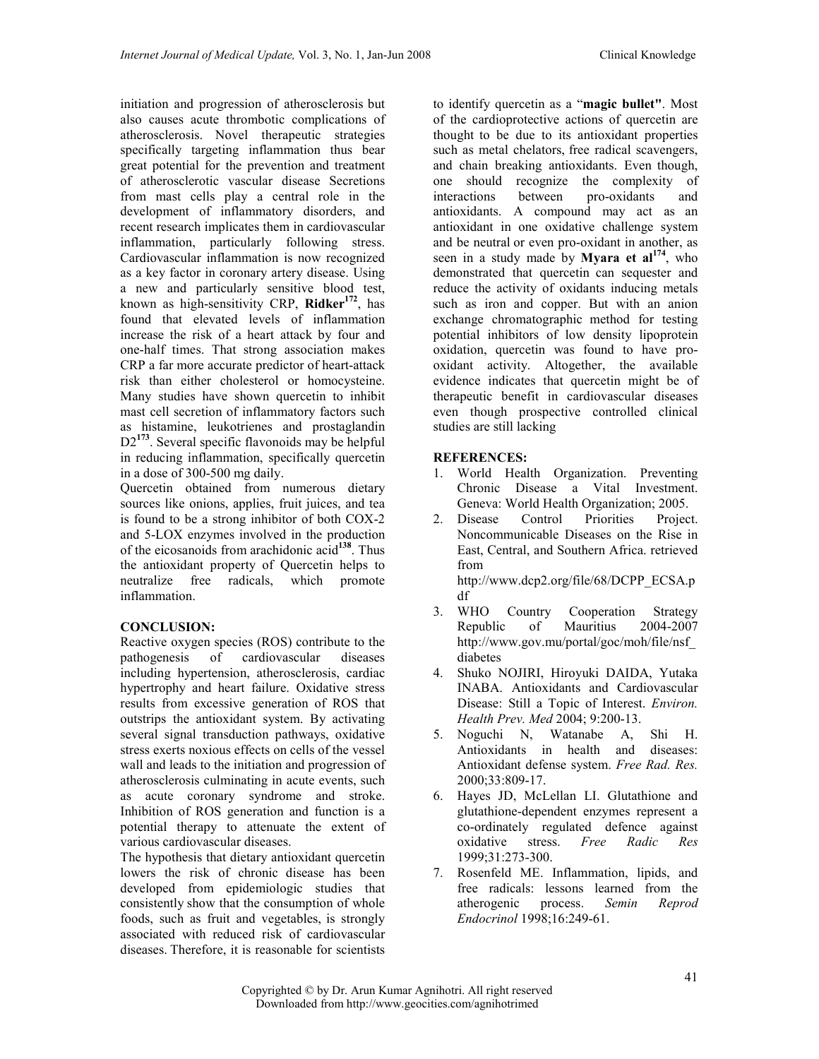initiation and progression of atherosclerosis but also causes acute thrombotic complications of atherosclerosis. Novel therapeutic strategies specifically targeting inflammation thus bear great potential for the prevention and treatment of atherosclerotic vascular disease Secretions from mast cells play a central role in the development of inflammatory disorders, and recent research implicates them in cardiovascular inflammation, particularly following stress. Cardiovascular inflammation is now recognized as a key factor in coronary artery disease. Using a new and particularly sensitive blood test, known as high-sensitivity CRP, **Ridker**[172], has found that elevated levels of inflammation increase the risk of a heart attack by four and one-half times. That strong association makes CRP a far more accurate predictor of heart-attack risk than either cholesterol or homocysteine. Many studies have shown quercetin to inhibit mast cell secretion of inflammatory factors such as histamine, leukotrienes and prostaglandin D2[173]. Several specific flavonoids may be helpful in reducing inflammation, specifically quercetin in a dose of 300-500 mg daily.

Quercetin obtained from numerous dietary sources like onions, applies, fruit juices, and tea is found to be a strong inhibitor of both COX-2 and 5-LOX enzymes involved in the production of the eicosanoids from arachidonic acid[138]. Thus the antioxidant property of Quercetin helps to neutralize free radicals, which promote inflammation.

## CONCLUSION:

Reactive oxygen species (ROS) contribute to the pathogenesis of cardiovascular diseases including hypertension, atherosclerosis, cardiac hypertrophy and heart failure. Oxidative stress results from excessive generation of ROS that outstrips the antioxidant system. By activating several signal transduction pathways, oxidative stress exerts noxious effects on cells of the vessel wall and leads to the initiation and progression of atherosclerosis culminating in acute events, such as acute coronary syndrome and stroke. Inhibition of ROS generation and function is a potential therapy to attenuate the extent of various cardiovascular diseases.

The hypothesis that dietary antioxidant quercetin lowers the risk of chronic disease has been developed from epidemiologic studies that consistently show that the consumption of whole foods, such as fruit and vegetables, is strongly associated with reduced risk of cardiovascular diseases. Therefore, it is reasonable for scientists to identify quercetin as a "**magic bullet"**. Most of the cardioprotective actions of quercetin are thought to be due to its antioxidant properties such as metal chelators, free radical scavengers, and chain breaking antioxidants. Even though, one should recognize the complexity of interactions between pro-oxidants and antioxidants. A compound may act as an antioxidant in one oxidative challenge system and be neutral or even pro-oxidant in another, as seen in a study made by **Myara et al**[174], who demonstrated that quercetin can sequester and reduce the activity of oxidants inducing metals such as iron and copper. But with an anion exchange chromatographic method for testing potential inhibitors of low density lipoprotein oxidation, quercetin was found to have pro-oxidant activity. Altogether, the available evidence indicates that quercetin might be of therapeutic benefit in cardiovascular diseases even though prospective controlled clinical studies are still lacking

## REFERENCES:

1. World Health Organization. Preventing Chronic Disease a Vital Investment. Geneva: World Health Organization; 2005.
2. Disease Control Priorities Project. Noncommunicable Diseases on the Rise in East, Central, and Southern Africa. retrieved from http://www.dcp2.org/file/68/DCPP_ECSA.pdf
3. WHO Country Cooperation Strategy Republic of Mauritius 2004-2007 http://www.gov.mu/portal/goc/moh/file/nsf_diabetes
4. Shuko NOJIRI, Hiroyuki DAIDA, Yutaka INABA. Antioxidants and Cardiovascular Disease: Still a Topic of Interest. *Environ. Health Prev. Med* 2004; 9:200-13.
5. Noguchi N, Watanabe A, Shi H. Antioxidants in health and diseases: Antioxidant defense system. *Free Rad. Res.* 2000;33:809-17.
6. Hayes JD, McLellan LI. Glutathione and glutathione-dependent enzymes represent a co-ordinately regulated defence against oxidative stress. *Free Radic Res* 1999;31:273-300.
7. Rosenfeld ME. Inflammation, lipids, and free radicals: lessons learned from the atherogenic process. *Semin Reprod Endocrinol* 1998;16:249-61.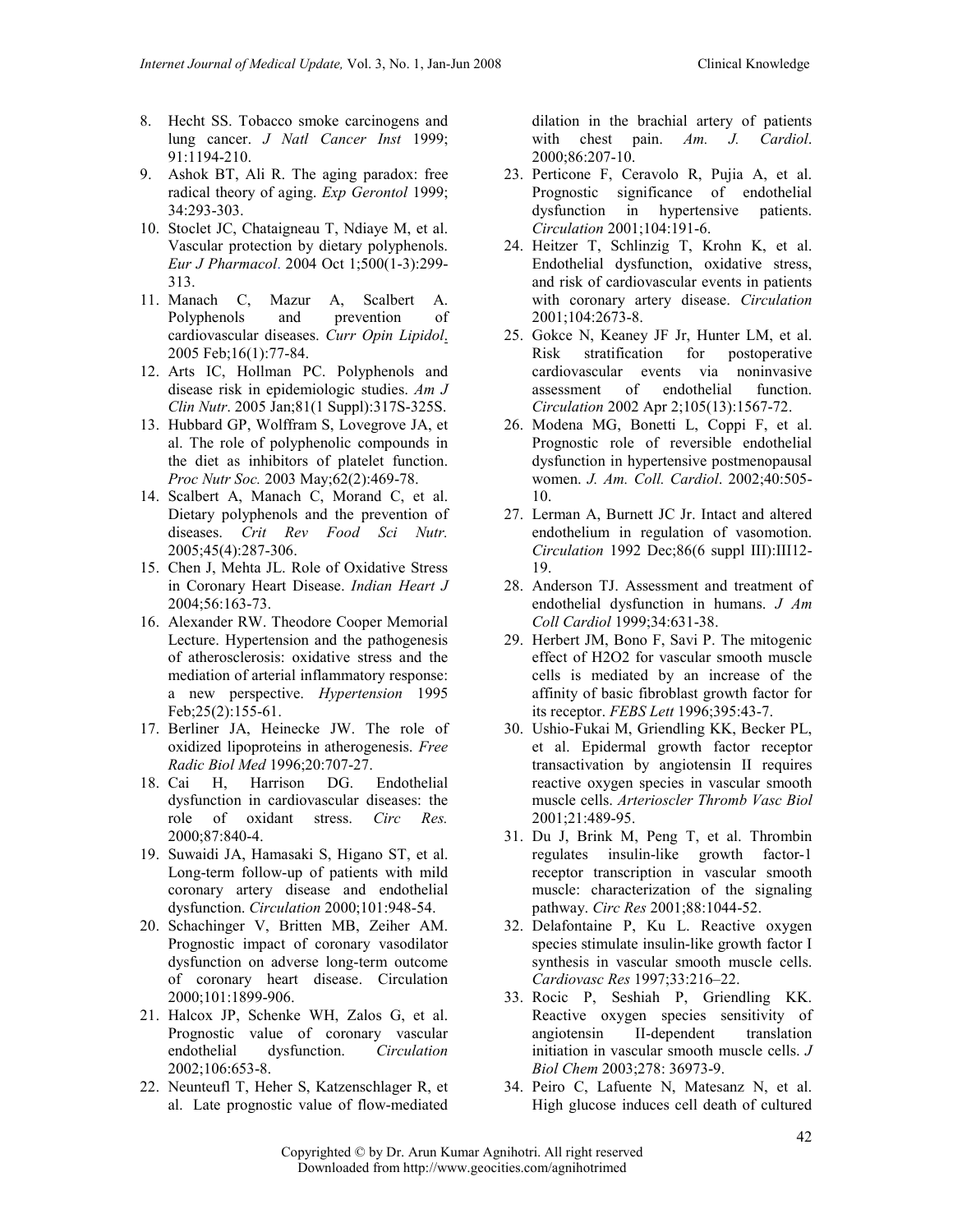8. Hecht SS. Tobacco smoke carcinogens and lung cancer. *J Natl Cancer Inst* 1999; 91:1194-210.
9. Ashok BT, Ali R. The aging paradox: free radical theory of aging. *Exp Gerontol* 1999; 34:293-303.
10. Stoclet JC, Chataigneau T, Ndiaye M, et al. Vascular protection by dietary polyphenols. *Eur J Pharmacol*. 2004 Oct 1;500(1-3):299-313.
11. Manach C, Mazur A, Scalbert A. Polyphenols and prevention of cardiovascular diseases. *Curr Opin Lipidol*. 2005 Feb;16(1):77-84.
12. Arts IC, Hollman PC. Polyphenols and disease risk in epidemiologic studies. *Am J Clin Nutr*. 2005 Jan;81(1 Suppl):317S-325S.
13. Hubbard GP, Wolffram S, Lovegrove JA, et al. The role of polyphenolic compounds in the diet as inhibitors of platelet function. *Proc Nutr Soc.* 2003 May;62(2):469-78.
14. Scalbert A, Manach C, Morand C, et al. Dietary polyphenols and the prevention of diseases. *Crit Rev Food Sci Nutr.* 2005;45(4):287-306.
15. Chen J, Mehta JL. Role of Oxidative Stress in Coronary Heart Disease. *Indian Heart J* 2004;56:163-73.
16. Alexander RW. Theodore Cooper Memorial Lecture. Hypertension and the pathogenesis of atherosclerosis: oxidative stress and the mediation of arterial inflammatory response: a new perspective. *Hypertension* 1995 Feb;25(2):155-61.
17. Berliner JA, Heinecke JW. The role of oxidized lipoproteins in atherogenesis. *Free Radic Biol Med* 1996;20:707-27.
18. Cai H, Harrison DG. Endothelial dysfunction in cardiovascular diseases: the role of oxidant stress. *Circ Res.* 2000;87:840-4.
19. Suwaidi JA, Hamasaki S, Higano ST, et al. Long-term follow-up of patients with mild coronary artery disease and endothelial dysfunction. *Circulation* 2000;101:948-54.
20. Schachinger V, Britten MB, Zeiher AM. Prognostic impact of coronary vasodilator dysfunction on adverse long-term outcome of coronary heart disease. Circulation 2000;101:1899-906.
21. Halcox JP, Schenke WH, Zalos G, et al. Prognostic value of coronary vascular endothelial dysfunction. *Circulation* 2002;106:653-8.
22. Neunteufl T, Heher S, Katzenschlager R, et al. Late prognostic value of flow-mediated dilation in the brachial artery of patients with chest pain. *Am. J. Cardiol*. 2000;86:207-10.
23. Perticone F, Ceravolo R, Pujia A, et al. Prognostic significance of endothelial dysfunction in hypertensive patients. *Circulation* 2001;104:191-6.
24. Heitzer T, Schlinzig T, Krohn K, et al. Endothelial dysfunction, oxidative stress, and risk of cardiovascular events in patients with coronary artery disease. *Circulation* 2001;104:2673-8.
25. Gokce N, Keaney JF Jr, Hunter LM, et al. Risk stratification for postoperative cardiovascular events via noninvasive assessment of endothelial function. *Circulation* 2002 Apr 2;105(13):1567-72.
26. Modena MG, Bonetti L, Coppi F, et al. Prognostic role of reversible endothelial dysfunction in hypertensive postmenopausal women. *J. Am. Coll. Cardiol*. 2002;40:505-10.
27. Lerman A, Burnett JC Jr. Intact and altered endothelium in regulation of vasomotion. *Circulation* 1992 Dec;86(6 suppl III):III12-19.
28. Anderson TJ. Assessment and treatment of endothelial dysfunction in humans. *J Am Coll Cardiol* 1999;34:631-38.
29. Herbert JM, Bono F, Savi P. The mitogenic effect of H2O2 for vascular smooth muscle cells is mediated by an increase of the affinity of basic fibroblast growth factor for its receptor. *FEBS Lett* 1996;395:43-7.
30. Ushio-Fukai M, Griendling KK, Becker PL, et al. Epidermal growth factor receptor transactivation by angiotensin II requires reactive oxygen species in vascular smooth muscle cells. *Arterioscler Thromb Vasc Biol* 2001;21:489-95.
31. Du J, Brink M, Peng T, et al. Thrombin regulates insulin-like growth factor-1 receptor transcription in vascular smooth muscle: characterization of the signaling pathway. *Circ Res* 2001;88:1044-52.
32. Delafontaine P, Ku L. Reactive oxygen species stimulate insulin-like growth factor I synthesis in vascular smooth muscle cells. *Cardiovasc Res* 1997;33:216–22.
33. Rocic P, Seshiah P, Griendling KK. Reactive oxygen species sensitivity of angiotensin II-dependent translation initiation in vascular smooth muscle cells. *J Biol Chem* 2003;278: 36973-9.
34. Peiro C, Lafuente N, Matesanz N, et al. High glucose induces cell death of cultured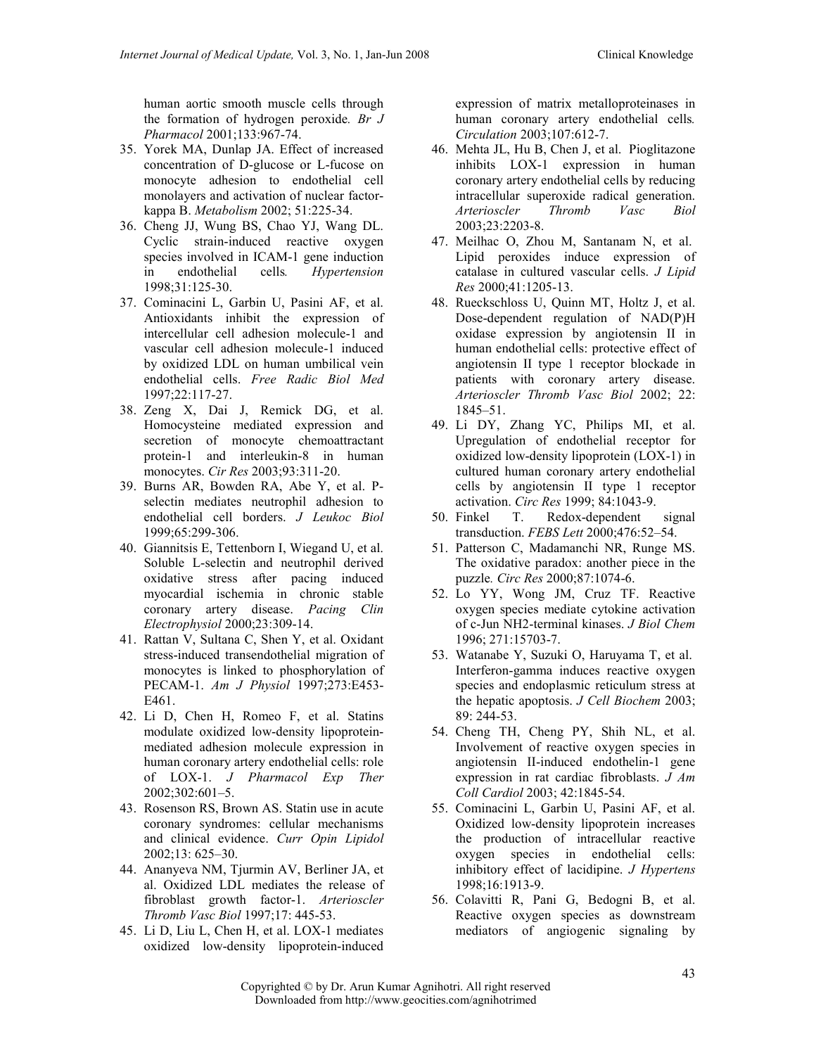human aortic smooth muscle cells through the formation of hydrogen peroxide. *Br J Pharmacol* 2001;133:967-74.

35. Yorek MA, Dunlap JA. Effect of increased concentration of D-glucose or L-fucose on monocyte adhesion to endothelial cell monolayers and activation of nuclear factor-kappa B. *Metabolism* 2002; 51:225-34.
36. Cheng JJ, Wung BS, Chao YJ, Wang DL. Cyclic strain-induced reactive oxygen species involved in ICAM-1 gene induction in endothelial cells. *Hypertension* 1998;31:125-30.
37. Cominacini L, Garbin U, Pasini AF, et al. Antioxidants inhibit the expression of intercellular cell adhesion molecule-1 and vascular cell adhesion molecule-1 induced by oxidized LDL on human umbilical vein endothelial cells. *Free Radic Biol Med* 1997;22:117-27.
38. Zeng X, Dai J, Remick DG, et al. Homocysteine mediated expression and secretion of monocyte chemoattractant protein-1 and interleukin-8 in human monocytes. *Cir Res* 2003;93:311-20.
39. Burns AR, Bowden RA, Abe Y, et al. P-selectin mediates neutrophil adhesion to endothelial cell borders. *J Leukoc Biol* 1999;65:299-306.
40. Giannitsis E, Tettenborn I, Wiegand U, et al. Soluble L-selectin and neutrophil derived oxidative stress after pacing induced myocardial ischemia in chronic stable coronary artery disease. *Pacing Clin Electrophysiol* 2000;23:309-14.
41. Rattan V, Sultana C, Shen Y, et al. Oxidant stress-induced transendothelial migration of monocytes is linked to phosphorylation of PECAM-1. *Am J Physiol* 1997;273:E453-E461.
42. Li D, Chen H, Romeo F, et al. Statins modulate oxidized low-density lipoprotein-mediated adhesion molecule expression in human coronary artery endothelial cells: role of LOX-1. *J Pharmacol Exp Ther* 2002;302:601–5.
43. Rosenson RS, Brown AS. Statin use in acute coronary syndromes: cellular mechanisms and clinical evidence. *Curr Opin Lipidol* 2002;13: 625–30.
44. Ananyeva NM, Tjurmin AV, Berliner JA, et al. Oxidized LDL mediates the release of fibroblast growth factor-1. *Arterioscler Thromb Vasc Biol* 1997;17: 445-53.
45. Li D, Liu L, Chen H, et al. LOX-1 mediates oxidized low-density lipoprotein-induced expression of matrix metalloproteinases in human coronary artery endothelial cells. *Circulation* 2003;107:612-7.
46. Mehta JL, Hu B, Chen J, et al. Pioglitazone inhibits LOX-1 expression in human coronary artery endothelial cells by reducing intracellular superoxide radical generation. *Arterioscler Thromb Vasc Biol* 2003;23:2203-8.
47. Meilhac O, Zhou M, Santanam N, et al. Lipid peroxides induce expression of catalase in cultured vascular cells. *J Lipid Res* 2000;41:1205-13.
48. Rueckschloss U, Quinn MT, Holtz J, et al. Dose-dependent regulation of NAD(P)H oxidase expression by angiotensin II in human endothelial cells: protective effect of angiotensin II type 1 receptor blockade in patients with coronary artery disease. *Arterioscler Thromb Vasc Biol* 2002; 22: 1845–51.
49. Li DY, Zhang YC, Philips MI, et al. Upregulation of endothelial receptor for oxidized low-density lipoprotein (LOX-1) in cultured human coronary artery endothelial cells by angiotensin II type 1 receptor activation. *Circ Res* 1999; 84:1043-9.
50. Finkel T. Redox-dependent signal transduction. *FEBS Lett* 2000;476:52–54.
51. Patterson C, Madamanchi NR, Runge MS. The oxidative paradox: another piece in the puzzle. *Circ Res* 2000;87:1074-6.
52. Lo YY, Wong JM, Cruz TF. Reactive oxygen species mediate cytokine activation of c-Jun NH2-terminal kinases. *J Biol Chem* 1996; 271:15703-7.
53. Watanabe Y, Suzuki O, Haruyama T, et al. Interferon-gamma induces reactive oxygen species and endoplasmic reticulum stress at the hepatic apoptosis. *J Cell Biochem* 2003; 89: 244-53.
54. Cheng TH, Cheng PY, Shih NL, et al. Involvement of reactive oxygen species in angiotensin II-induced endothelin-1 gene expression in rat cardiac fibroblasts. *J Am Coll Cardiol* 2003; 42:1845-54.
55. Cominacini L, Garbin U, Pasini AF, et al. Oxidized low-density lipoprotein increases the production of intracellular reactive oxygen species in endothelial cells: inhibitory effect of lacidipine. *J Hypertens* 1998;16:1913-9.
56. Colavitti R, Pani G, Bedogni B, et al. Reactive oxygen species as downstream mediators of angiogenic signaling by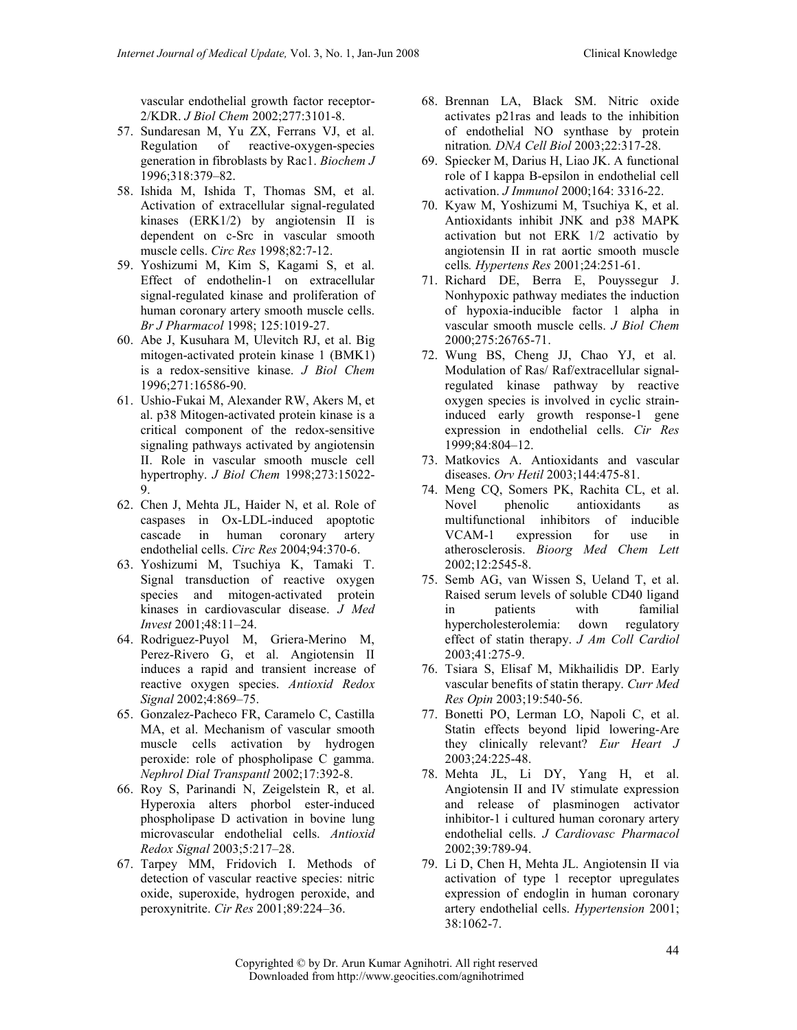vascular endothelial growth factor receptor-2/KDR. *J Biol Chem* 2002;277:3101-8.

57. Sundaresan M, Yu ZX, Ferrans VJ, et al. Regulation of reactive-oxygen-species generation in fibroblasts by Rac1. *Biochem J* 1996;318:379–82.
58. Ishida M, Ishida T, Thomas SM, et al. Activation of extracellular signal-regulated kinases (ERK1/2) by angiotensin II is dependent on c-Src in vascular smooth muscle cells. *Circ Res* 1998;82:7-12.
59. Yoshizumi M, Kim S, Kagami S, et al. Effect of endothelin-1 on extracellular signal-regulated kinase and proliferation of human coronary artery smooth muscle cells. *Br J Pharmacol* 1998; 125:1019-27.
60. Abe J, Kusuhara M, Ulevitch RJ, et al. Big mitogen-activated protein kinase 1 (BMK1) is a redox-sensitive kinase. *J Biol Chem* 1996;271:16586-90.
61. Ushio-Fukai M, Alexander RW, Akers M, et al. p38 Mitogen-activated protein kinase is a critical component of the redox-sensitive signaling pathways activated by angiotensin II. Role in vascular smooth muscle cell hypertrophy. *J Biol Chem* 1998;273:15022-9.
62. Chen J, Mehta JL, Haider N, et al. Role of caspases in Ox-LDL-induced apoptotic cascade in human coronary artery endothelial cells. *Circ Res* 2004;94:370-6.
63. Yoshizumi M, Tsuchiya K, Tamaki T. Signal transduction of reactive oxygen species and mitogen-activated protein kinases in cardiovascular disease. *J Med Invest* 2001;48:11–24.
64. Rodriguez-Puyol M, Griera-Merino M, Perez-Rivero G, et al. Angiotensin II induces a rapid and transient increase of reactive oxygen species. *Antioxid Redox Signal* 2002;4:869–75.
65. Gonzalez-Pacheco FR, Caramelo C, Castilla MA, et al. Mechanism of vascular smooth muscle cells activation by hydrogen peroxide: role of phospholipase C gamma. *Nephrol Dial Transpantl* 2002;17:392-8.
66. Roy S, Parinandi N, Zeigelstein R, et al. Hyperoxia alters phorbol ester-induced phospholipase D activation in bovine lung microvascular endothelial cells. *Antioxid Redox Signal* 2003;5:217–28.
67. Tarpey MM, Fridovich I. Methods of detection of vascular reactive species: nitric oxide, superoxide, hydrogen peroxide, and peroxynitrite. *Cir Res* 2001;89:224–36.
68. Brennan LA, Black SM. Nitric oxide activates p21ras and leads to the inhibition of endothelial NO synthase by protein nitration*. DNA Cell Biol* 2003;22:317-28.
69. Spiecker M, Darius H, Liao JK. A functional role of I kappa B-epsilon in endothelial cell activation. *J Immunol* 2000;164: 3316-22.
70. Kyaw M, Yoshizumi M, Tsuchiya K, et al. Antioxidants inhibit JNK and p38 MAPK activation but not ERK 1/2 activatio by angiotensin II in rat aortic smooth muscle cells*. Hypertens Res* 2001;24:251-61.
71. Richard DE, Berra E, Pouyssegur J. Nonhypoxic pathway mediates the induction of hypoxia-inducible factor 1 alpha in vascular smooth muscle cells. *J Biol Chem* 2000;275:26765-71.
72. Wung BS, Cheng JJ, Chao YJ, et al. Modulation of Ras/ Raf/extracellular signal-regulated kinase pathway by reactive oxygen species is involved in cyclic strain-induced early growth response-1 gene expression in endothelial cells. *Cir Res* 1999;84:804–12.
73. Matkovics A. Antioxidants and vascular diseases. *Orv Hetil* 2003;144:475-81.
74. Meng CQ, Somers PK, Rachita CL, et al. Novel phenolic antioxidants as multifunctional inhibitors of inducible VCAM-1 expression for use in atherosclerosis. *Bioorg Med Chem Lett* 2002;12:2545-8.
75. Semb AG, van Wissen S, Ueland T, et al. Raised serum levels of soluble CD40 ligand in patients with familial hypercholesterolemia: down regulatory effect of statin therapy. *J Am Coll Cardiol* 2003;41:275-9.
76. Tsiara S, Elisaf M, Mikhailidis DP. Early vascular benefits of statin therapy. *Curr Med Res Opin* 2003;19:540-56.
77. Bonetti PO, Lerman LO, Napoli C, et al. Statin effects beyond lipid lowering-Are they clinically relevant? *Eur Heart J* 2003;24:225-48.
78. Mehta JL, Li DY, Yang H, et al. Angiotensin II and IV stimulate expression and release of plasminogen activator inhibitor-1 i cultured human coronary artery endothelial cells. *J Cardiovasc Pharmacol* 2002;39:789-94.
79. Li D, Chen H, Mehta JL. Angiotensin II via activation of type 1 receptor upregulates expression of endoglin in human coronary artery endothelial cells. *Hypertension* 2001; 38:1062-7.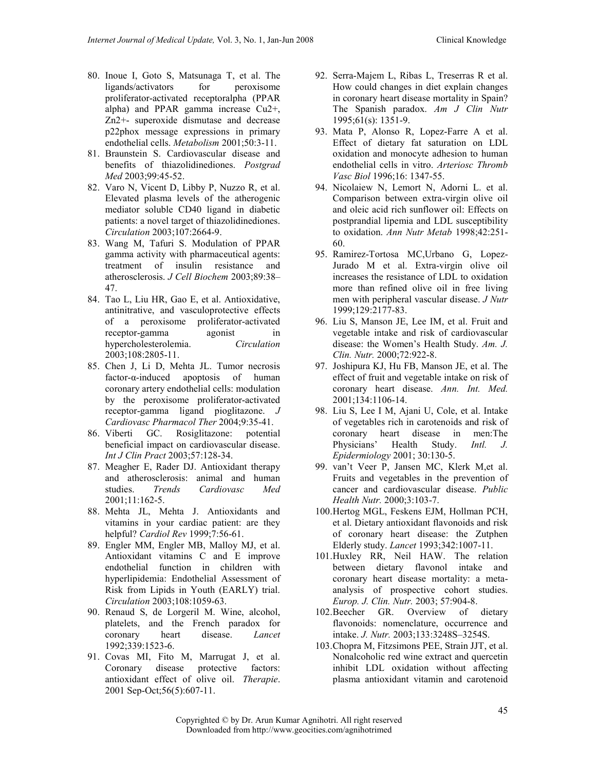80. Inoue I, Goto S, Matsunaga T, et al. The ligands/activators for peroxisome proliferator-activated receptoralpha (PPAR alpha) and PPAR gamma increase Cu2+, Zn2+- superoxide dismutase and decrease p22phox message expressions in primary endothelial cells. *Metabolism* 2001;50:3-11.
81. Braunstein S. Cardiovascular disease and benefits of thiazolidinediones. *Postgrad Med* 2003;99:45-52.
82. Varo N, Vicent D, Libby P, Nuzzo R, et al. Elevated plasma levels of the atherogenic mediator soluble CD40 ligand in diabetic patients: a novel target of thiazolidinediones. *Circulation* 2003;107:2664-9.
83. Wang M, Tafuri S. Modulation of PPAR gamma activity with pharmaceutical agents: treatment of insulin resistance and atherosclerosis. *J Cell Biochem* 2003;89:38–47.
84. Tao L, Liu HR, Gao E, et al. Antioxidative, antinitrative, and vasculoprotective effects of a peroxisome proliferator-activated receptor-gamma agonist in hypercholesterolemia. *Circulation* 2003;108:2805-11.
85. Chen J, Li D, Mehta JL. Tumor necrosis factor-α-induced apoptosis of human coronary artery endothelial cells: modulation by the peroxisome proliferator-activated receptor-gamma ligand pioglitazone. *J Cardiovasc Pharmacol Ther* 2004;9:35-41.
86. Viberti GC. Rosiglitazone: potential beneficial impact on cardiovascular disease. *Int J Clin Pract* 2003;57:128-34.
87. Meagher E, Rader DJ. Antioxidant therapy and atherosclerosis: animal and human studies. *Trends Cardiovasc Med* 2001;11:162-5.
88. Mehta JL, Mehta J. Antioxidants and vitamins in your cardiac patient: are they helpful? *Cardiol Rev* 1999;7:56-61.
89. Engler MM, Engler MB, Malloy MJ, et al. Antioxidant vitamins C and E improve endothelial function in children with hyperlipidemia: Endothelial Assessment of Risk from Lipids in Youth (EARLY) trial. *Circulation* 2003;108:1059-63.
90. Renaud S, de Lorgeril M. Wine, alcohol, platelets, and the French paradox for coronary heart disease. *Lancet* 1992;339:1523-6.
91. Covas MI, Fito M, Marrugat J, et al. Coronary disease protective factors: antioxidant effect of olive oil. *Therapie*. 2001 Sep-Oct;56(5):607-11.
92. Serra-Majem L, Ribas L, Treserras R et al. How could changes in diet explain changes in coronary heart disease mortality in Spain? The Spanish paradox. *Am J Clin Nutr* 1995;61(s): 1351-9.
93. Mata P, Alonso R, Lopez-Farre A et al. Effect of dietary fat saturation on LDL oxidation and monocyte adhesion to human endothelial cells in vitro. *Arteriosc Thromb Vasc Biol* 1996;16: 1347-55.
94. Nicolaiew N, Lemort N, Adorni L. et al. Comparison between extra-virgin olive oil and oleic acid rich sunflower oil: Effects on postprandial lipemia and LDL susceptibility to oxidation. *Ann Nutr Metab* 1998;42:251-60.
95. Ramirez-Tortosa MC,Urbano G, Lopez-Jurado M et al. Extra-virgin olive oil increases the resistance of LDL to oxidation more than refined olive oil in free living men with peripheral vascular disease. *J Nutr* 1999;129:2177-83.
96. Liu S, Manson JE, Lee IM, et al. Fruit and vegetable intake and risk of cardiovascular disease: the Women's Health Study. *Am. J. Clin. Nutr.* 2000;72:922-8.
97. Joshipura KJ, Hu FB, Manson JE, et al. The effect of fruit and vegetable intake on risk of coronary heart disease. *Ann. Int. Med.* 2001;134:1106-14.
98. Liu S, Lee I M, Ajani U, Cole, et al. Intake of vegetables rich in carotenoids and risk of coronary heart disease in men:The Physicians' Health Study. *Intl. J. Epidermiology* 2001; 30:130-5.
99. van't Veer P, Jansen MC, Klerk M,et al. Fruits and vegetables in the prevention of cancer and cardiovascular disease. *Public Health Nutr.* 2000;3:103-7.
100. Hertog MGL, Feskens EJM, Hollman PCH, et al. Dietary antioxidant flavonoids and risk of coronary heart disease: the Zutphen Elderly study. *Lancet* 1993;342:1007-11.
101. Huxley RR, Neil HAW. The relation between dietary flavonol intake and coronary heart disease mortality: a meta-analysis of prospective cohort studies. *Europ. J. Clin. Nutr.* 2003; 57:904-8.
102. Beecher GR. Overview of dietary flavonoids: nomenclature, occurrence and intake. *J. Nutr.* 2003;133:3248S–3254S.
103. Chopra M, Fitzsimons PEE, Strain JJT, et al. Nonalcoholic red wine extract and quercetin inhibit LDL oxidation without affecting plasma antioxidant vitamin and carotenoid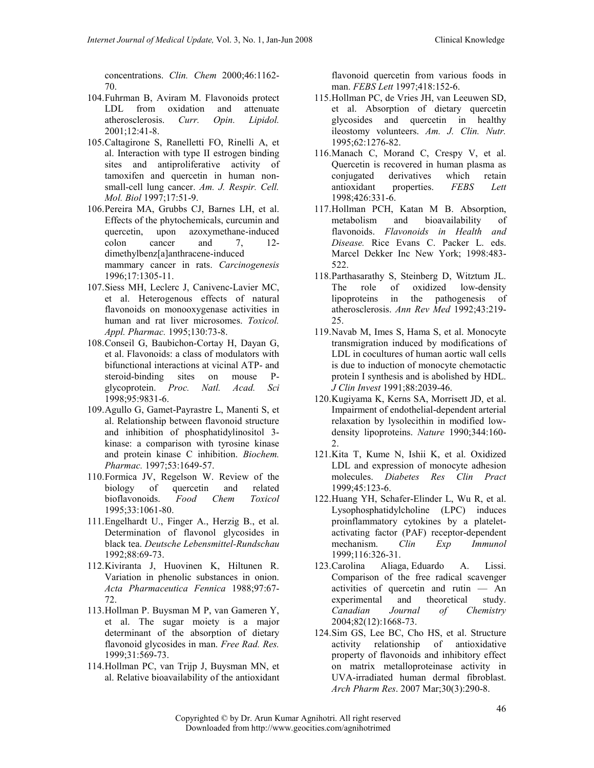concentrations. *Clin. Chem* 2000;46:1162-70.

104. Fuhrman B, Aviram M. Flavonoids protect LDL from oxidation and attenuate atherosclerosis. *Curr. Opin. Lipidol.* 2001;12:41-8.
105. Caltagirone S, Ranelletti FO, Rinelli A, et al. Interaction with type II estrogen binding sites and antiproliferative activity of tamoxifen and quercetin in human non-small-cell lung cancer. *Am. J. Respir. Cell. Mol. Biol* 1997;17:51-9.
106. Pereira MA, Grubbs CJ, Barnes LH, et al. Effects of the phytochemicals, curcumin and quercetin, upon azoxymethane-induced colon cancer and 7, 12-dimethylbenz[a]anthracene-induced mammary cancer in rats. *Carcinogenesis* 1996;17:1305-11.
107. Siess MH, Leclerc J, Canivenc-Lavier MC, et al. Heterogenous effects of natural flavonoids on monooxygenase activities in human and rat liver microsomes. *Toxicol. Appl. Pharmac.* 1995;130:73-8.
108. Conseil G, Baubichon-Cortay H, Dayan G, et al. Flavonoids: a class of modulators with bifunctional interactions at vicinal ATP- and steroid-binding sites on mouse P-glycoprotein. *Proc. Natl. Acad. Sci* 1998;95:9831-6.
109. Agullo G, Gamet-Payrastre L, Manenti S, et al. Relationship between flavonoid structure and inhibition of phosphatidylinositol 3-kinase: a comparison with tyrosine kinase and protein kinase C inhibition. *Biochem. Pharmac.* 1997;53:1649-57.
110. Formica JV, Regelson W. Review of the biology of quercetin and related bioflavonoids. *Food Chem Toxicol* 1995;33:1061-80.
111. Engelhardt U., Finger A., Herzig B., et al. Determination of flavonol glycosides in black tea. *Deutsche Lebensmittel-Rundschau* 1992;88:69-73.
112. Kiviranta J, Huovinen K, Hiltunen R. Variation in phenolic substances in onion. *Acta Pharmaceutica Fennica* 1988;97:67-72.
113. Hollman P. Buysman M P, van Gameren Y, et al. The sugar moiety is a major determinant of the absorption of dietary flavonoid glycosides in man. *Free Rad. Res.* 1999;31:569-73.
114. Hollman PC, van Trijp J, Buysman MN, et al. Relative bioavailability of the antioxidant flavonoid quercetin from various foods in man. *FEBS Lett* 1997;418:152-6.
115. Hollman PC, de Vries JH, van Leeuwen SD, et al. Absorption of dietary quercetin glycosides and quercetin in healthy ileostomy volunteers. *Am. J. Clin. Nutr.* 1995;62:1276-82.
116. Manach C, Morand C, Crespy V, et al. Quercetin is recovered in human plasma as conjugated derivatives which retain antioxidant properties. *FEBS Lett* 1998;426:331-6.
117. Hollman PCH, Katan M B. Absorption, metabolism and bioavailability of flavonoids. *Flavonoids in Health and Disease.* Rice Evans C. Packer L. eds. Marcel Dekker Inc New York; 1998:483-522.
118. Parthasarathy S, Steinberg D, Witztum JL. The role of oxidized low-density lipoproteins in the pathogenesis of atherosclerosis. *Ann Rev Med* 1992;43:219-25.
119. Navab M, Imes S, Hama S, et al. Monocyte transmigration induced by modifications of LDL in cocultures of human aortic wall cells is due to induction of monocyte chemotactic protein I synthesis and is abolished by HDL. *J Clin Invest* 1991;88:2039-46.
120. Kugiyama K, Kerns SA, Morrisett JD, et al. Impairment of endothelial-dependent arterial relaxation by lysolecithin in modified low-density lipoproteins. *Nature* 1990;344:160-2.
121. Kita T, Kume N, Ishii K, et al. Oxidized LDL and expression of monocyte adhesion molecules. *Diabetes Res Clin Pract* 1999;45:123-6.
122. Huang YH, Schafer-Elinder L, Wu R, et al. Lysophosphatidylcholine (LPC) induces proinflammatory cytokines by a platelet-activating factor (PAF) receptor-dependent mechanism. *Clin Exp Immunol* 1999;116:326-31.
123. Carolina Aliaga, Eduardo A. Lissi. Comparison of the free radical scavenger activities of quercetin and rutin — An experimental and theoretical study. *Canadian Journal of Chemistry* 2004;82(12):1668-73.
124. Sim GS, Lee BC, Cho HS, et al. Structure activity relationship of antioxidative property of flavonoids and inhibitory effect on matrix metalloproteinase activity in UVA-irradiated human dermal fibroblast. *Arch Pharm Res*. 2007 Mar;30(3):290-8.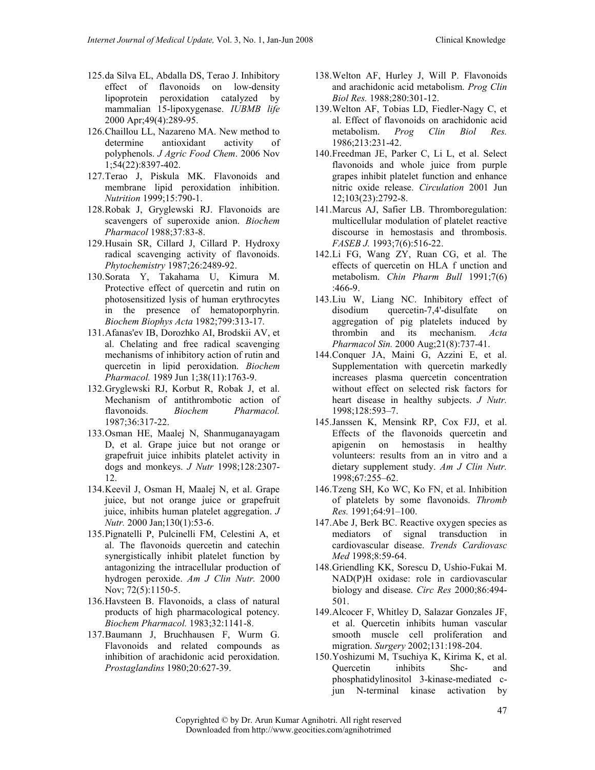125. da Silva EL, Abdalla DS, Terao J. Inhibitory effect of flavonoids on low-density lipoprotein peroxidation catalyzed by mammalian 15-lipoxygenase. *IUBMB life* 2000 Apr;49(4):289-95.
126. Chaillou LL, Nazareno MA. New method to determine antioxidant activity of polyphenols. *J Agric Food Chem*. 2006 Nov 1;54(22):8397-402.
127. Terao J, Piskula MK. Flavonoids and membrane lipid peroxidation inhibition. *Nutrition* 1999;15:790-1.
128. Robak J, Gryglewski RJ. Flavonoids are scavengers of superoxide anion. *Biochem Pharmacol* 1988;37:83-8.
129. Husain SR, Cillard J, Cillard P. Hydroxy radical scavenging activity of flavonoids. *Phytochemistry* 1987;26:2489-92.
130. Sorata Y, Takahama U, Kimura M. Protective effect of quercetin and rutin on photosensitized lysis of human erythrocytes in the presence of hematoporphyrin. *Biochem Biophys Acta* 1982;799:313-17.
131. Afanas'ev IB, Dorozhko AI, Brodskii AV, et al. Chelating and free radical scavenging mechanisms of inhibitory action of rutin and quercetin in lipid peroxidation. *Biochem Pharmacol.* 1989 Jun 1;38(11):1763-9.
132. Gryglewski RJ, Korbut R, Robak J, et al. Mechanism of antithrombotic action of flavonoids. *Biochem Pharmacol.* 1987;36:317-22.
133. Osman HE, Maalej N, Shanmuganayagam D, et al. Grape juice but not orange or grapefruit juice inhibits platelet activity in dogs and monkeys. *J Nutr* 1998;128:2307-12.
134. Keevil J, Osman H, Maalej N, et al. Grape juice, but not orange juice or grapefruit juice, inhibits human platelet aggregation. *J Nutr.* 2000 Jan;130(1):53-6.
135. Pignatelli P, Pulcinelli FM, Celestini A, et al. The flavonoids quercetin and catechin synergistically inhibit platelet function by antagonizing the intracellular production of hydrogen peroxide. *Am J Clin Nutr.* 2000 Nov; 72(5):1150-5.
136. Havsteen B. Flavonoids, a class of natural products of high pharmacological potency. *Biochem Pharmacol.* 1983;32:1141-8.
137. Baumann J, Bruchhausen F, Wurm G. Flavonoids and related compounds as inhibition of arachidonic acid peroxidation. *Prostaglandins* 1980;20:627-39.
138. Welton AF, Hurley J, Will P. Flavonoids and arachidonic acid metabolism. *Prog Clin Biol Res.* 1988;280:301-12.
139. Welton AF, Tobias LD, Fiedler-Nagy C, et al. Effect of flavonoids on arachidonic acid metabolism. *Prog Clin Biol Res.* 1986;213:231-42.
140. Freedman JE, Parker C, Li L, et al. Select flavonoids and whole juice from purple grapes inhibit platelet function and enhance nitric oxide release. *Circulation* 2001 Jun 12;103(23):2792-8.
141. Marcus AJ, Safier LB. Thromboregulation: multicellular modulation of platelet reactive discourse in hemostasis and thrombosis. *FASEB J.* 1993;7(6):516-22.
142. Li FG, Wang ZY, Ruan CG, et al. The effects of quercetin on HLA f unction and metabolism. *Chin Pharm Bull* 1991;7(6):466-9.
143. Liu W, Liang NC. Inhibitory effect of disodium quercetin-7,4'-disulfate on aggregation of pig platelets induced by thrombin and its mechanism. *Acta Pharmacol Sin.* 2000 Aug;21(8):737-41.
144. Conquer JA, Maini G, Azzini E, et al. Supplementation with quercetin markedly increases plasma quercetin concentration without effect on selected risk factors for heart disease in healthy subjects. *J Nutr.* 1998;128:593–7.
145. Janssen K, Mensink RP, Cox FJJ, et al. Effects of the flavonoids quercetin and apigenin on hemostasis in healthy volunteers: results from an in vitro and a dietary supplement study. *Am J Clin Nutr.* 1998;67:255–62.
146. Tzeng SH, Ko WC, Ko FN, et al. Inhibition of platelets by some flavonoids. *Thromb Res.* 1991;64:91–100.
147. Abe J, Berk BC. Reactive oxygen species as mediators of signal transduction in cardiovascular disease. *Trends Cardiovasc Med* 1998;8:59-64.
148. Griendling KK, Sorescu D, Ushio-Fukai M. NAD(P)H oxidase: role in cardiovascular biology and disease. *Circ Res* 2000;86:494-501.
149. Alcocer F, Whitley D, Salazar Gonzales JF, et al. Quercetin inhibits human vascular smooth muscle cell proliferation and migration. *Surgery* 2002;131:198-204.
150. Yoshizumi M, Tsuchiya K, Kirima K, et al. Quercetin inhibits Shc- and phosphatidylinositol 3-kinase-mediated c-jun N-terminal kinase activation by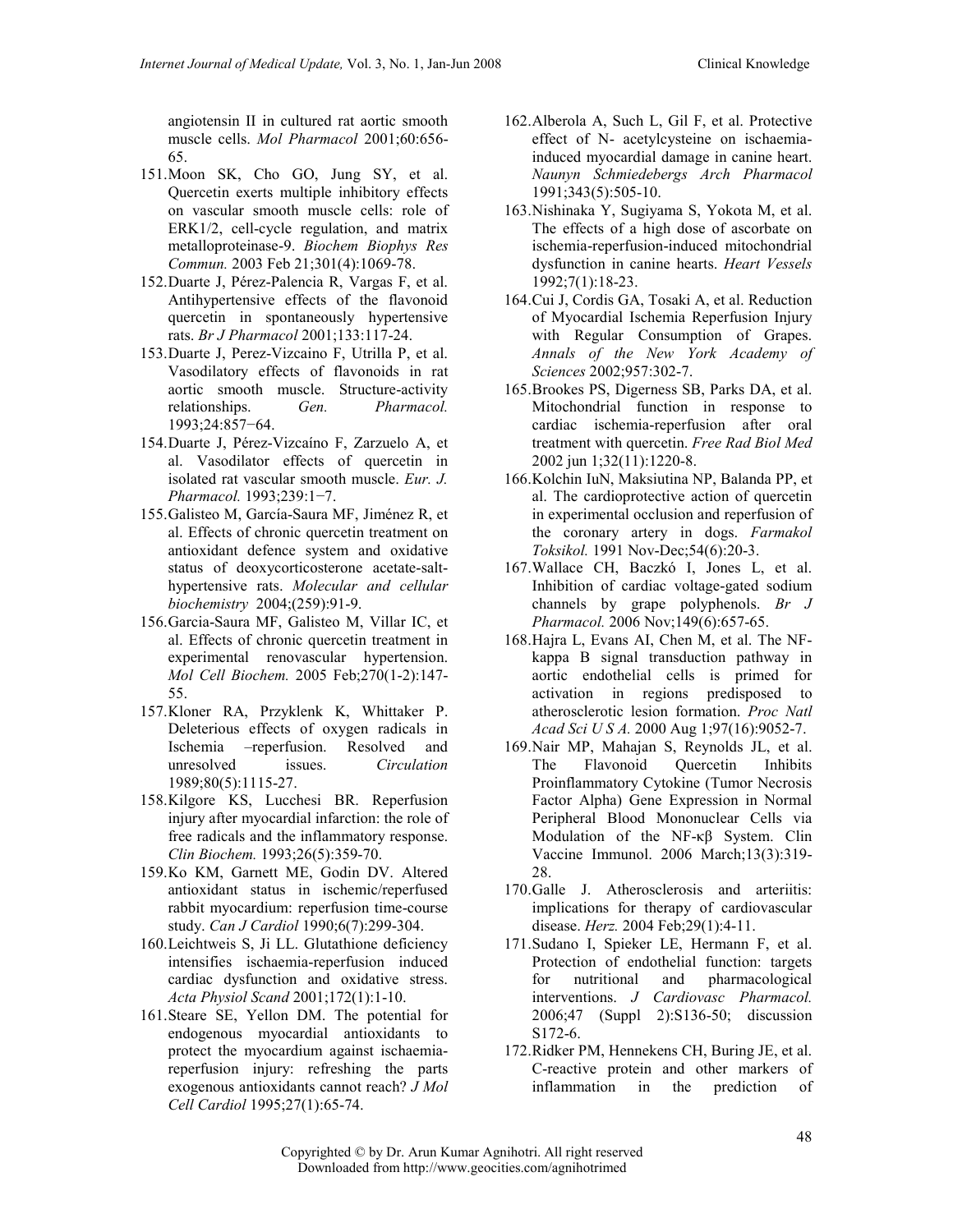angiotensin II in cultured rat aortic smooth muscle cells. *Mol Pharmacol* 2001;60:656-65.

151. Moon SK, Cho GO, Jung SY, et al. Quercetin exerts multiple inhibitory effects on vascular smooth muscle cells: role of ERK1/2, cell-cycle regulation, and matrix metalloproteinase-9. *Biochem Biophys Res Commun.* 2003 Feb 21;301(4):1069-78.

152. Duarte J, Pérez-Palencia R, Vargas F, et al. Antihypertensive effects of the flavonoid quercetin in spontaneously hypertensive rats. *Br J Pharmacol* 2001;133:117-24.

153. Duarte J, Perez-Vizcaino F, Utrilla P, et al. Vasodilatory effects of flavonoids in rat aortic smooth muscle. Structure-activity relationships. *Gen. Pharmacol.* 1993;24:857−64.

154. Duarte J, Pérez-Vizcaíno F, Zarzuelo A, et al. Vasodilator effects of quercetin in isolated rat vascular smooth muscle. *Eur. J. Pharmacol.* 1993;239:1−7.

155. Galisteo M, García-Saura MF, Jiménez R, et al. Effects of chronic quercetin treatment on antioxidant defence system and oxidative status of deoxycorticosterone acetate-salt-hypertensive rats. *Molecular and cellular biochemistry* 2004;(259):91-9.

156. Garcia-Saura MF, Galisteo M, Villar IC, et al. Effects of chronic quercetin treatment in experimental renovascular hypertension. *Mol Cell Biochem.* 2005 Feb;270(1-2):147-55.

157. Kloner RA, Przyklenk K, Whittaker P. Deleterious effects of oxygen radicals in Ischemia –reperfusion. Resolved and unresolved issues. *Circulation* 1989;80(5):1115-27.

158. Kilgore KS, Lucchesi BR. Reperfusion injury after myocardial infarction: the role of free radicals and the inflammatory response. *Clin Biochem.* 1993;26(5):359-70.

159. Ko KM, Garnett ME, Godin DV. Altered antioxidant status in ischemic/reperfused rabbit myocardium: reperfusion time-course study. *Can J Cardiol* 1990;6(7):299-304.

160. Leichtweis S, Ji LL. Glutathione deficiency intensifies ischaemia-reperfusion induced cardiac dysfunction and oxidative stress. *Acta Physiol Scand* 2001;172(1):1-10.

161. Steare SE, Yellon DM. The potential for endogenous myocardial antioxidants to protect the myocardium against ischaemia-reperfusion injury: refreshing the parts exogenous antioxidants cannot reach? *J Mol Cell Cardiol* 1995;27(1):65-74.

162. Alberola A, Such L, Gil F, et al. Protective effect of N- acetylcysteine on ischaemia-induced myocardial damage in canine heart. *Naunyn Schmiedebergs Arch Pharmacol* 1991;343(5):505-10.

163. Nishinaka Y, Sugiyama S, Yokota M, et al. The effects of a high dose of ascorbate on ischemia-reperfusion-induced mitochondrial dysfunction in canine hearts. *Heart Vessels* 1992;7(1):18-23.

164. Cui J, Cordis GA, Tosaki A, et al. Reduction of Myocardial Ischemia Reperfusion Injury with Regular Consumption of Grapes. *Annals of the New York Academy of Sciences* 2002;957:302-7.

165. Brookes PS, Digerness SB, Parks DA, et al. Mitochondrial function in response to cardiac ischemia-reperfusion after oral treatment with quercetin. *Free Rad Biol Med* 2002 jun 1;32(11):1220-8.

166. Kolchin IuN, Maksiutina NP, Balanda PP, et al. The cardioprotective action of quercetin in experimental occlusion and reperfusion of the coronary artery in dogs. *Farmakol Toksikol.* 1991 Nov-Dec;54(6):20-3.

167. Wallace CH, Baczkó I, Jones L, et al. Inhibition of cardiac voltage-gated sodium channels by grape polyphenols. *Br J Pharmacol.* 2006 Nov;149(6):657-65.

168. Hajra L, Evans AI, Chen M, et al. The NF-kappa B signal transduction pathway in aortic endothelial cells is primed for activation in regions predisposed to atherosclerotic lesion formation. *Proc Natl Acad Sci U S A.* 2000 Aug 1;97(16):9052-7.

169. Nair MP, Mahajan S, Reynolds JL, et al. The Flavonoid Quercetin Inhibits Proinflammatory Cytokine (Tumor Necrosis Factor Alpha) Gene Expression in Normal Peripheral Blood Mononuclear Cells via Modulation of the NF-κβ System. Clin Vaccine Immunol. 2006 March;13(3):319-28.

170. Galle J. Atherosclerosis and arteriitis: implications for therapy of cardiovascular disease. *Herz.* 2004 Feb;29(1):4-11.

171. Sudano I, Spieker LE, Hermann F, et al. Protection of endothelial function: targets for nutritional and pharmacological interventions. *J Cardiovasc Pharmacol.* 2006;47 (Suppl 2):S136-50; discussion S172-6.

172. Ridker PM, Hennekens CH, Buring JE, et al. C-reactive protein and other markers of inflammation in the prediction of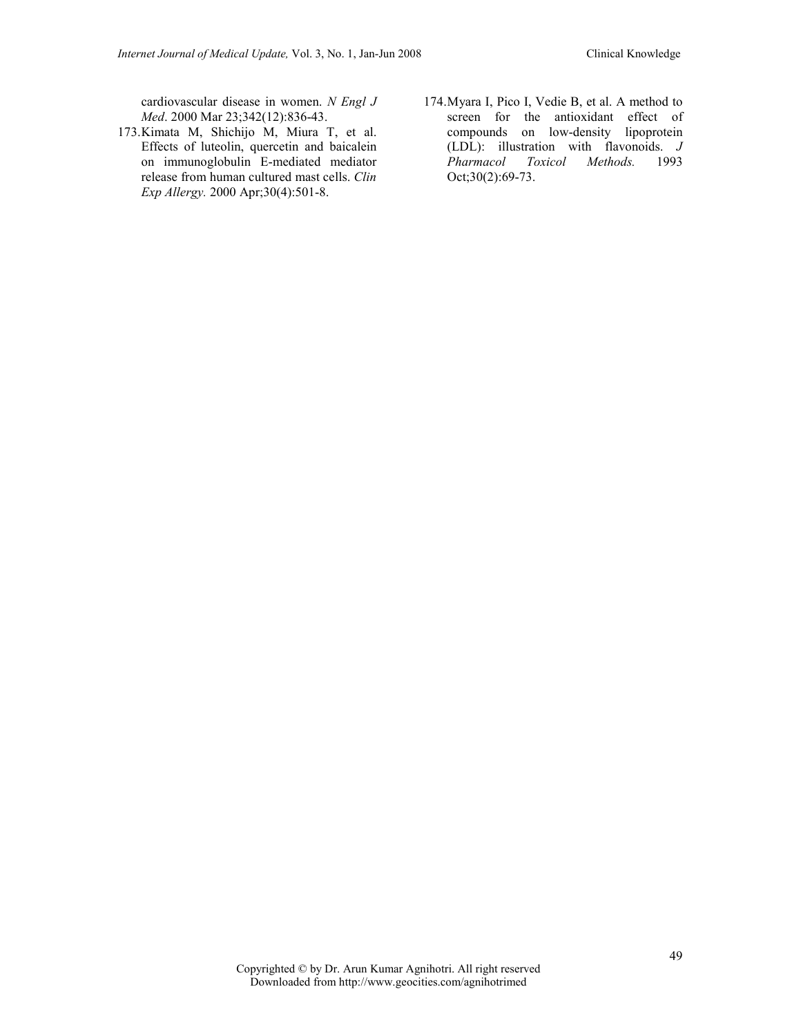cardiovascular disease in women. *N Engl J Med*. 2000 Mar 23;342(12):836-43.

173. Kimata M, Shichijo M, Miura T, et al. Effects of luteolin, quercetin and baicalein on immunoglobulin E-mediated mediator release from human cultured mast cells. *Clin Exp Allergy*. 2000 Apr;30(4):501-8.

174. Myara I, Pico I, Vedie B, et al. A method to screen for the antioxidant effect of compounds on low-density lipoprotein (LDL): illustration with flavonoids. *J Pharmacol Toxicol Methods.* 1993 Oct;30(2):69-73.

Copyrighted © by Dr. Arun Kumar Agnihotri. All right reserved
Downloaded from http://www.geocities.com/agnihotrimed